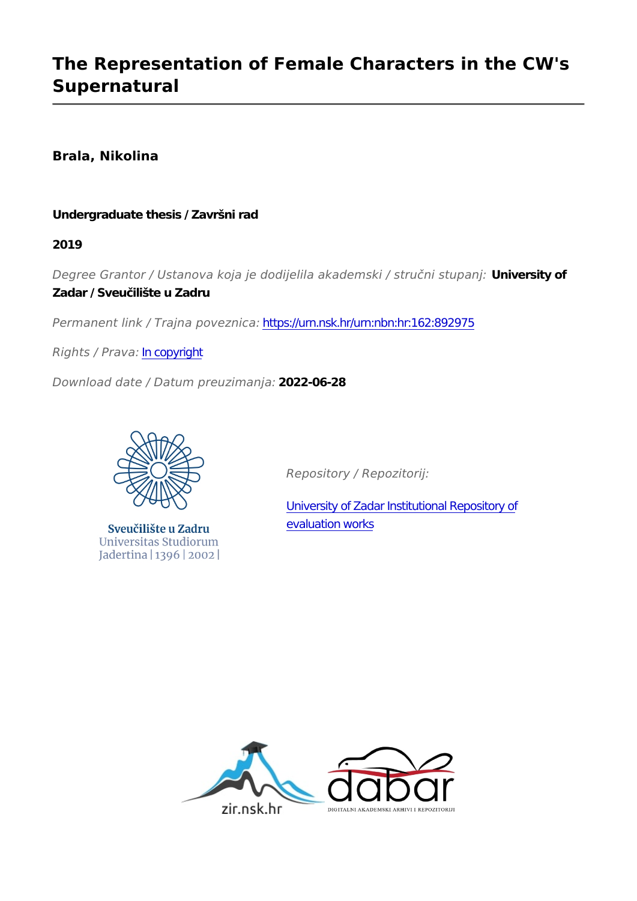# The Representation of Female Characters in the CW's Supernatural

**Brala, Nikolina**

**Undergraduate thesis / Završni rad**

**2019**

*Degree Grantor / Ustanova koja je dodijelila akademski / stručni stupanj:* **University of Zadar / Sveučilište u Zadru**

*Permanent link / Trajna poveznica:* https://urn.nsk.hr/urn:nbn:hr:162:892975

*Rights / Prava:* In copyright

*Download date / Datum preuzimanja:* **2022-06-28**

Sveučilište u Zadru
Universitas Studiorum
Jadertina | 1396 | 2002 |

*Repository / Repozitorij:*

University of Zadar Institutional Repository of evaluation works

zir.nsk.hr

dabar
DIGITALNI AKADEMSKI ARHIVI I REPOZITORIJI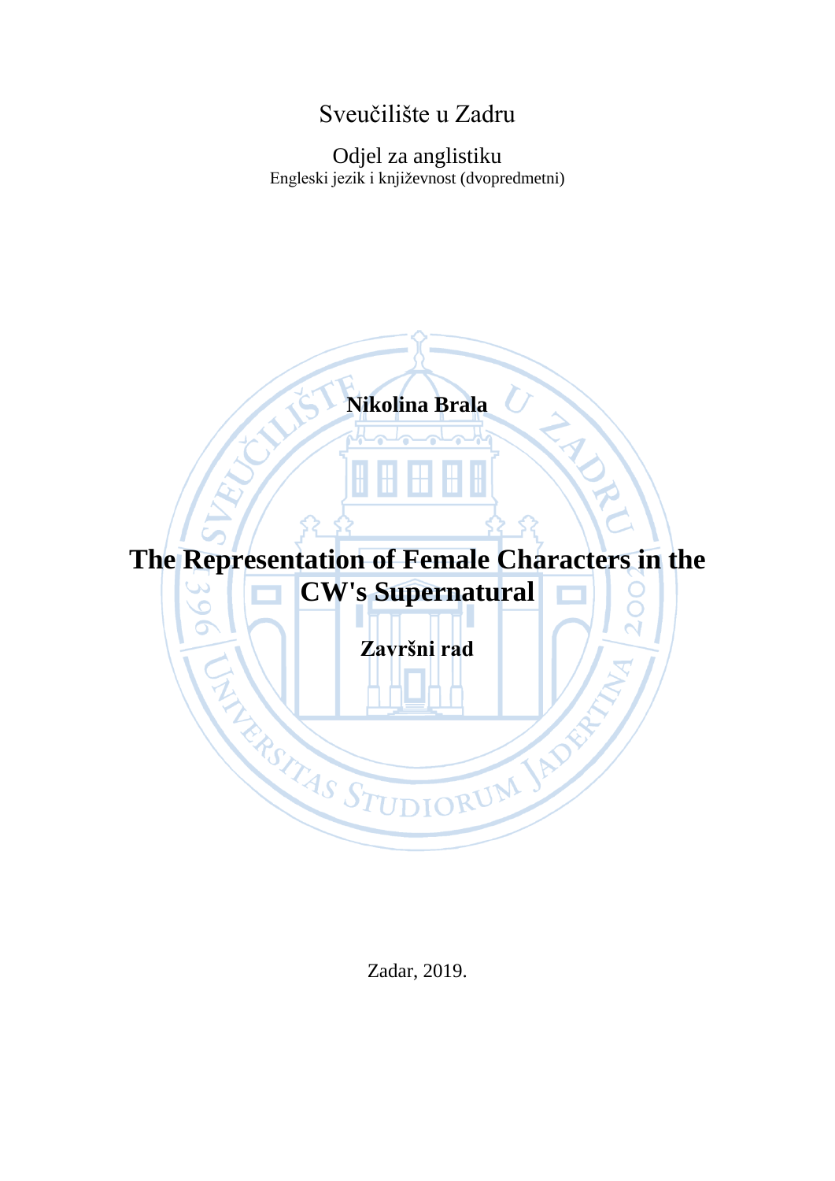Sveučilište u Zadru

Odjel za anglistiku

Engleski jezik i književnost (dvopredmetni)

**Nikolina Brala**

# The Representation of Female Characters in the CW's Supernatural

**Završni rad**

Zadar, 2019.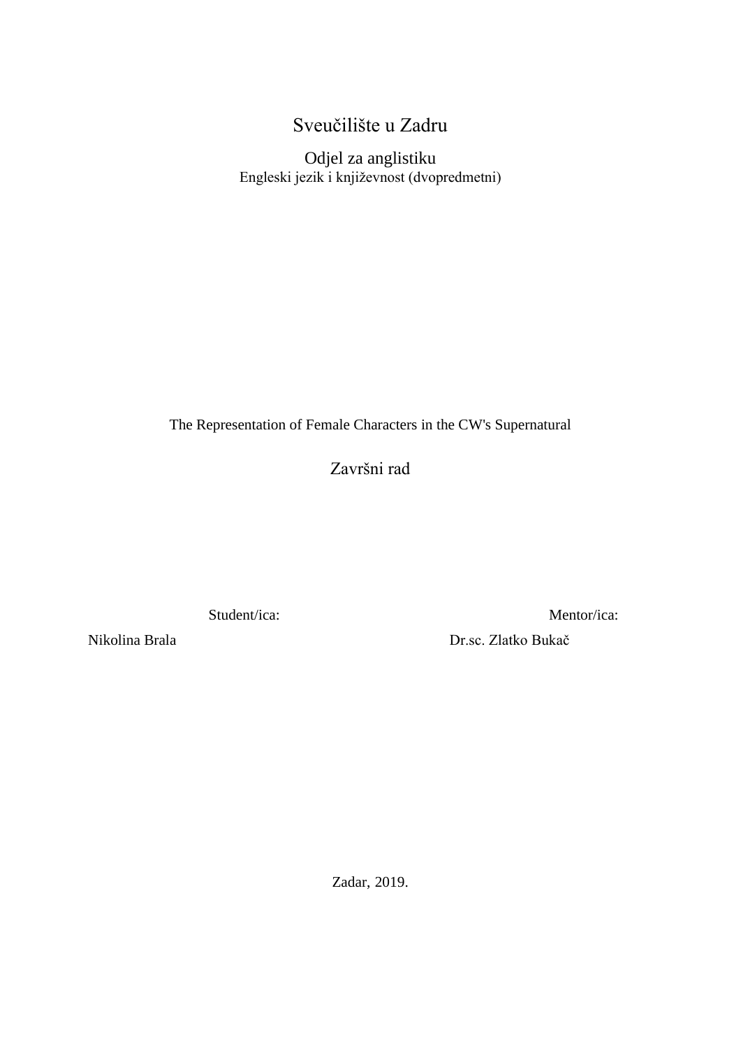Sveučilište u Zadru

Odjel za anglistiku

Engleski jezik i književnost (dvopredmetni)

The Representation of Female Characters in the CW's Supernatural

Završni rad

Student/ica:

Nikolina Brala

Mentor/ica:

Dr.sc. Zlatko Bukač

Zadar, 2019.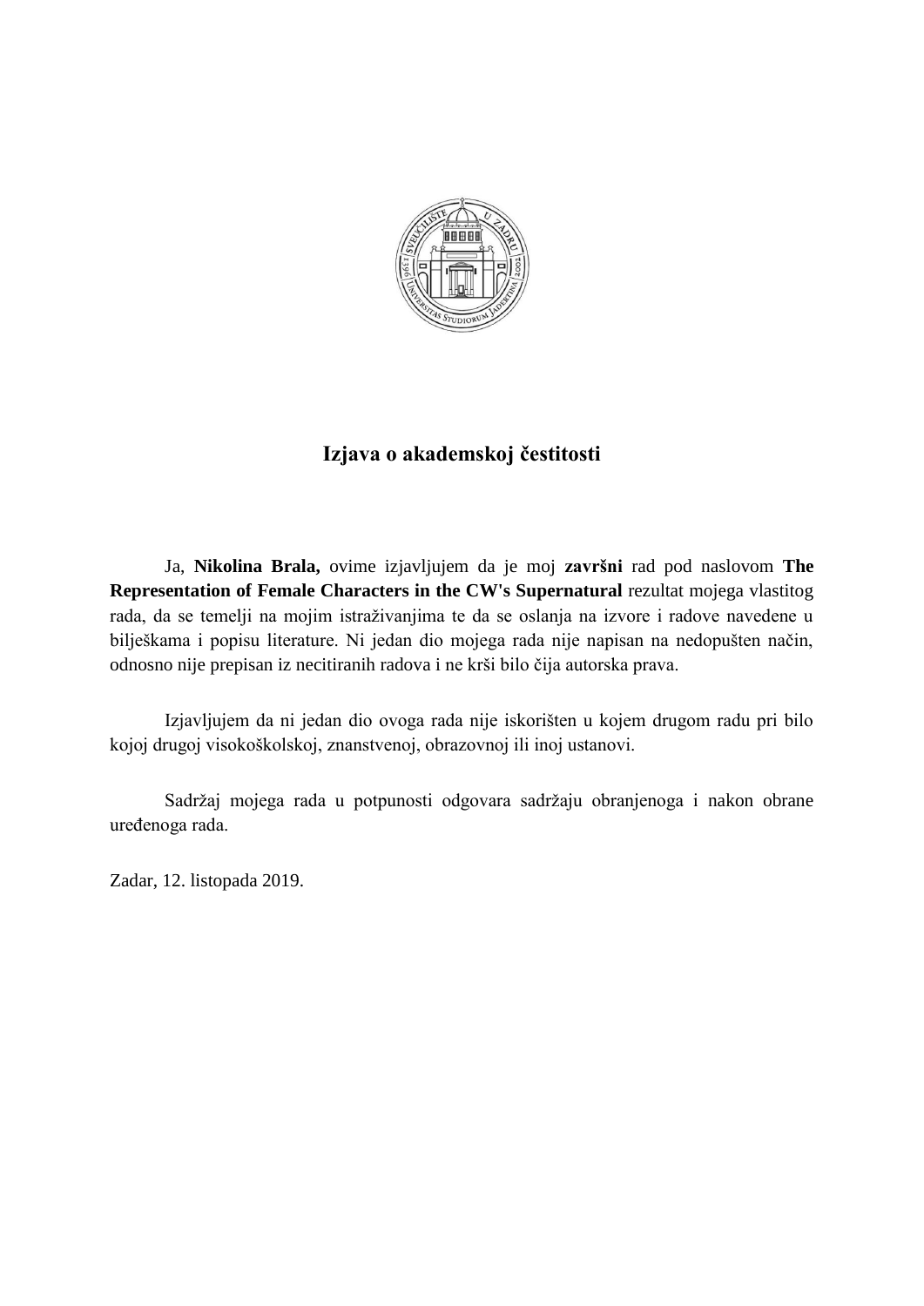# Izjava o akademskoj čestitosti

Ja, **Nikolina Brala,** ovime izjavljujem da je moj **završni** rad pod naslovom **The Representation of Female Characters in the CW's Supernatural** rezultat mojega vlastitog rada, da se temelji na mojim istraživanjima te da se oslanja na izvore i radove navedene u bilješkama i popisu literature. Ni jedan dio mojega rada nije napisan na nedopušten način, odnosno nije prepisan iz necitiranih radova i ne krši bilo čija autorska prava.

Izjavljujem da ni jedan dio ovoga rada nije iskorišten u kojem drugom radu pri bilo kojoj drugoj visokoškolskoj, znanstvenoj, obrazovnoj ili inoj ustanovi.

Sadržaj mojega rada u potpunosti odgovara sadržaju obranjenoga i nakon obrane uređenoga rada.

Zadar, 12. listopada 2019.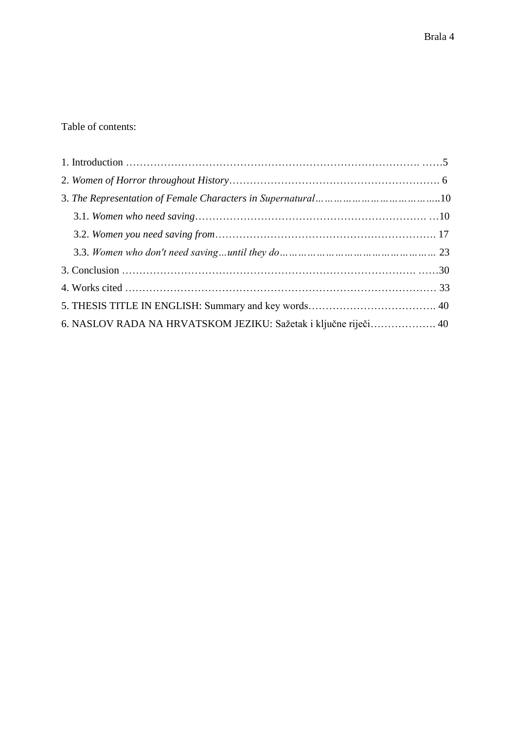Table of contents:

1. Introduction …………………………………………………………………………. ……5
2. *Women of Horror throughout History*…………………………………………………… 6
3. *The Representation of Female Characters in Supernatural*……………………………….10
   - 3.1. *Women who need saving*………………………………………………………… …10
   - 3.2. *Women you need saving from*……………………………………………………. 17
   - 3.3. *Women who don't need saving…until they do*………………………………………. 23
3. Conclusion …………………………………………………………………………. ……30
4. Works cited ………………………………………………………………………………… 33
5. THESIS TITLE IN ENGLISH: Summary and key words………………………………. 40
6. NASLOV RADA NA HRVATSKOM JEZIKU: Sažetak i ključne riječi………………. 40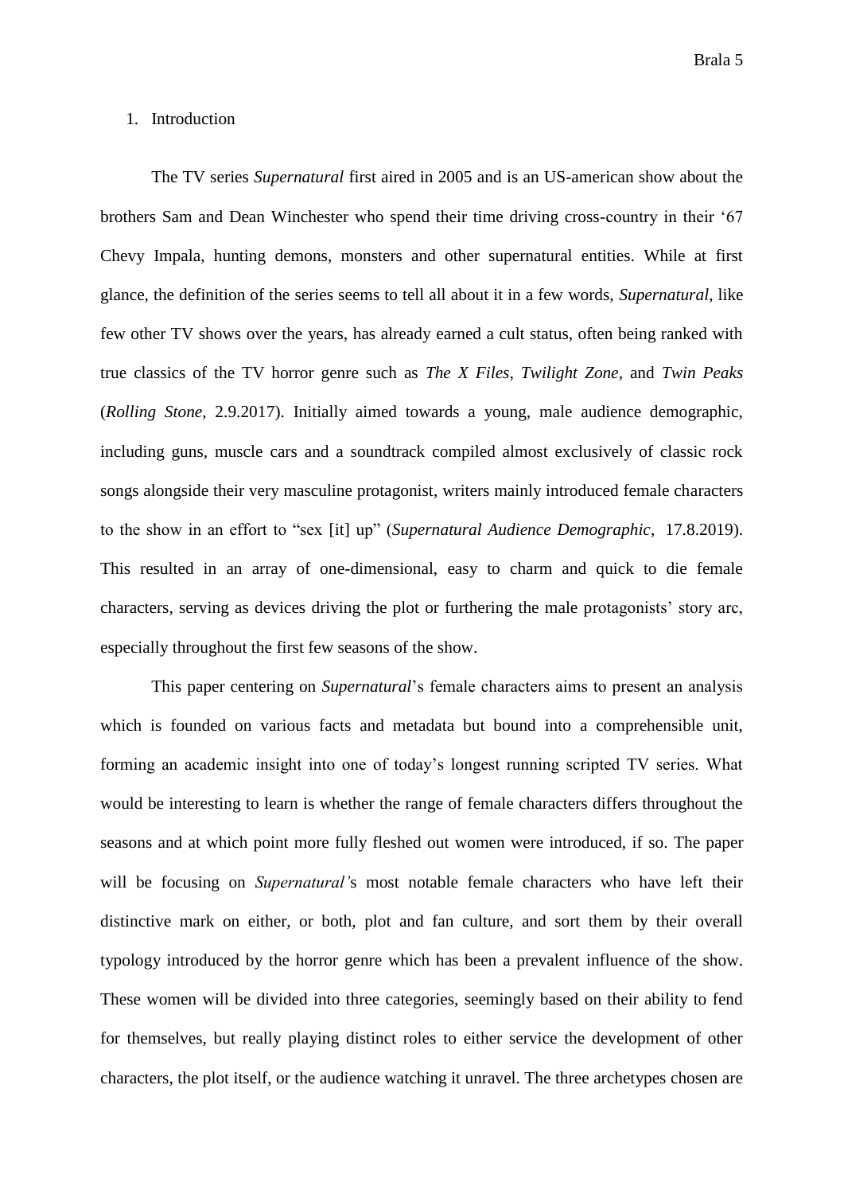1. Introduction

The TV series *Supernatural* first aired in 2005 and is an US-american show about the brothers Sam and Dean Winchester who spend their time driving cross-country in their '67 Chevy Impala, hunting demons, monsters and other supernatural entities. While at first glance, the definition of the series seems to tell all about it in a few words, *Supernatural*, like few other TV shows over the years, has already earned a cult status, often being ranked with true classics of the TV horror genre such as *The X Files*, *Twilight Zone*, and *Twin Peaks* (*Rolling Stone,* 2.9.2017). Initially aimed towards a young, male audience demographic, including guns, muscle cars and a soundtrack compiled almost exclusively of classic rock songs alongside their very masculine protagonist, writers mainly introduced female characters to the show in an effort to "sex [it] up" (*Supernatural Audience Demographic*, 17.8.2019). This resulted in an array of one-dimensional, easy to charm and quick to die female characters, serving as devices driving the plot or furthering the male protagonists' story arc, especially throughout the first few seasons of the show.

This paper centering on *Supernatural*'s female characters aims to present an analysis which is founded on various facts and metadata but bound into a comprehensible unit, forming an academic insight into one of today's longest running scripted TV series. What would be interesting to learn is whether the range of female characters differs throughout the seasons and at which point more fully fleshed out women were introduced, if so. The paper will be focusing on *Supernatural'*s most notable female characters who have left their distinctive mark on either, or both, plot and fan culture, and sort them by their overall typology introduced by the horror genre which has been a prevalent influence of the show. These women will be divided into three categories, seemingly based on their ability to fend for themselves, but really playing distinct roles to either service the development of other characters, the plot itself, or the audience watching it unravel. The three archetypes chosen are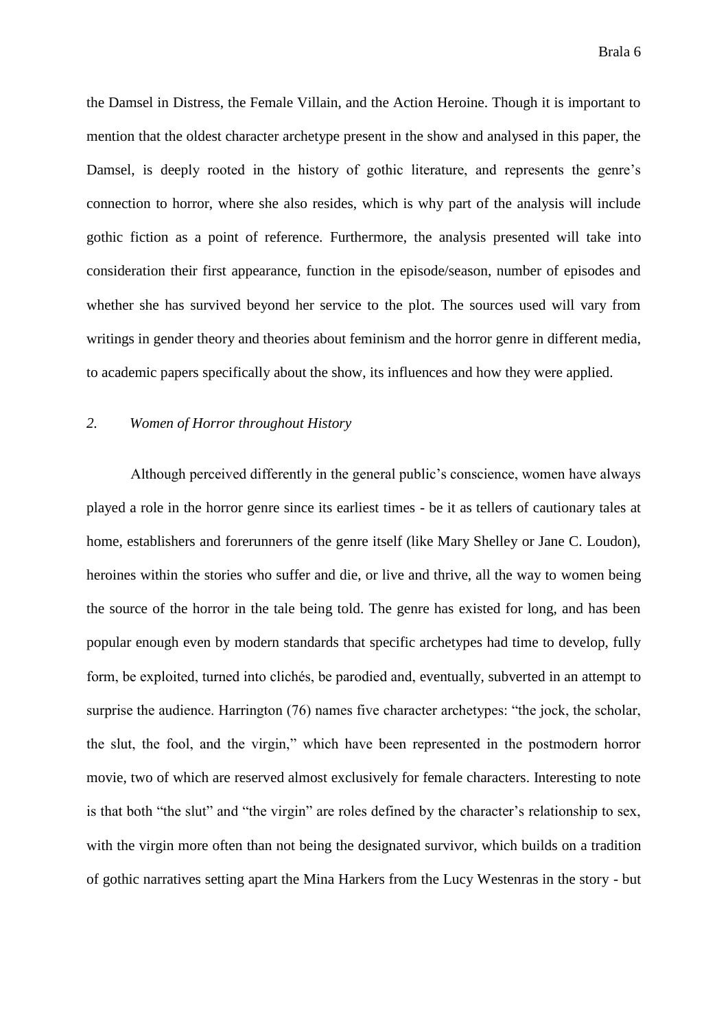the Damsel in Distress, the Female Villain, and the Action Heroine. Though it is important to mention that the oldest character archetype present in the show and analysed in this paper, the Damsel, is deeply rooted in the history of gothic literature, and represents the genre's connection to horror, where she also resides, which is why part of the analysis will include gothic fiction as a point of reference. Furthermore, the analysis presented will take into consideration their first appearance, function in the episode/season, number of episodes and whether she has survived beyond her service to the plot. The sources used will vary from writings in gender theory and theories about feminism and the horror genre in different media, to academic papers specifically about the show, its influences and how they were applied.

## *2. Women of Horror throughout History*

Although perceived differently in the general public's conscience, women have always played a role in the horror genre since its earliest times - be it as tellers of cautionary tales at home, establishers and forerunners of the genre itself (like Mary Shelley or Jane C. Loudon), heroines within the stories who suffer and die, or live and thrive, all the way to women being the source of the horror in the tale being told. The genre has existed for long, and has been popular enough even by modern standards that specific archetypes had time to develop, fully form, be exploited, turned into clichés, be parodied and, eventually, subverted in an attempt to surprise the audience. Harrington (76) names five character archetypes: "the jock, the scholar, the slut, the fool, and the virgin," which have been represented in the postmodern horror movie, two of which are reserved almost exclusively for female characters. Interesting to note is that both "the slut" and "the virgin" are roles defined by the character's relationship to sex, with the virgin more often than not being the designated survivor, which builds on a tradition of gothic narratives setting apart the Mina Harkers from the Lucy Westenras in the story - but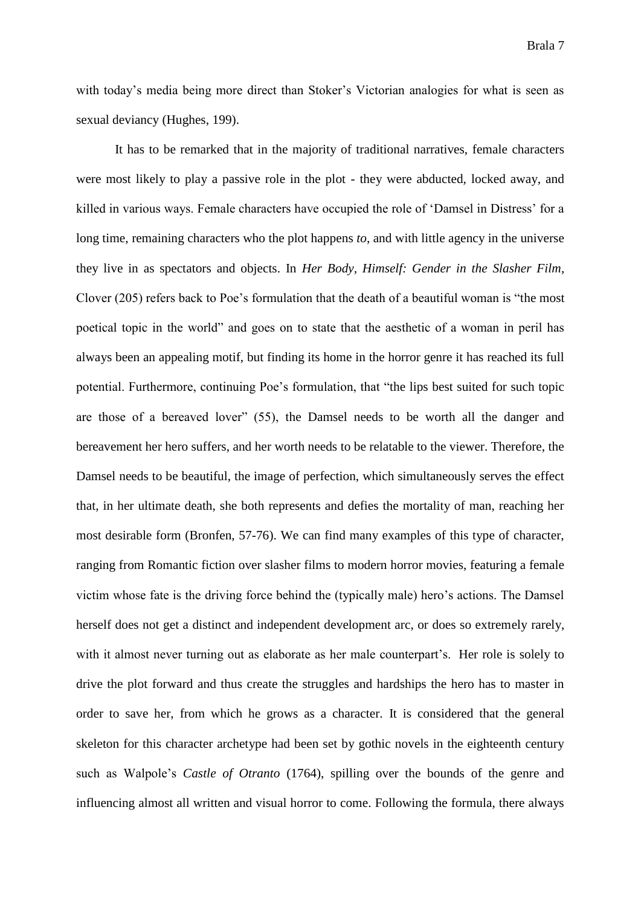with today's media being more direct than Stoker's Victorian analogies for what is seen as sexual deviancy (Hughes, 199).

It has to be remarked that in the majority of traditional narratives, female characters were most likely to play a passive role in the plot - they were abducted, locked away, and killed in various ways. Female characters have occupied the role of 'Damsel in Distress' for a long time, remaining characters who the plot happens *to*, and with little agency in the universe they live in as spectators and objects. In *Her Body, Himself: Gender in the Slasher Film*, Clover (205) refers back to Poe's formulation that the death of a beautiful woman is "the most poetical topic in the world" and goes on to state that the aesthetic of a woman in peril has always been an appealing motif, but finding its home in the horror genre it has reached its full potential. Furthermore, continuing Poe's formulation, that "the lips best suited for such topic are those of a bereaved lover" (55), the Damsel needs to be worth all the danger and bereavement her hero suffers, and her worth needs to be relatable to the viewer. Therefore, the Damsel needs to be beautiful, the image of perfection, which simultaneously serves the effect that, in her ultimate death, she both represents and defies the mortality of man, reaching her most desirable form (Bronfen, 57-76). We can find many examples of this type of character, ranging from Romantic fiction over slasher films to modern horror movies, featuring a female victim whose fate is the driving force behind the (typically male) hero's actions. The Damsel herself does not get a distinct and independent development arc, or does so extremely rarely, with it almost never turning out as elaborate as her male counterpart's. Her role is solely to drive the plot forward and thus create the struggles and hardships the hero has to master in order to save her, from which he grows as a character. It is considered that the general skeleton for this character archetype had been set by gothic novels in the eighteenth century such as Walpole's *Castle of Otranto* (1764), spilling over the bounds of the genre and influencing almost all written and visual horror to come. Following the formula, there always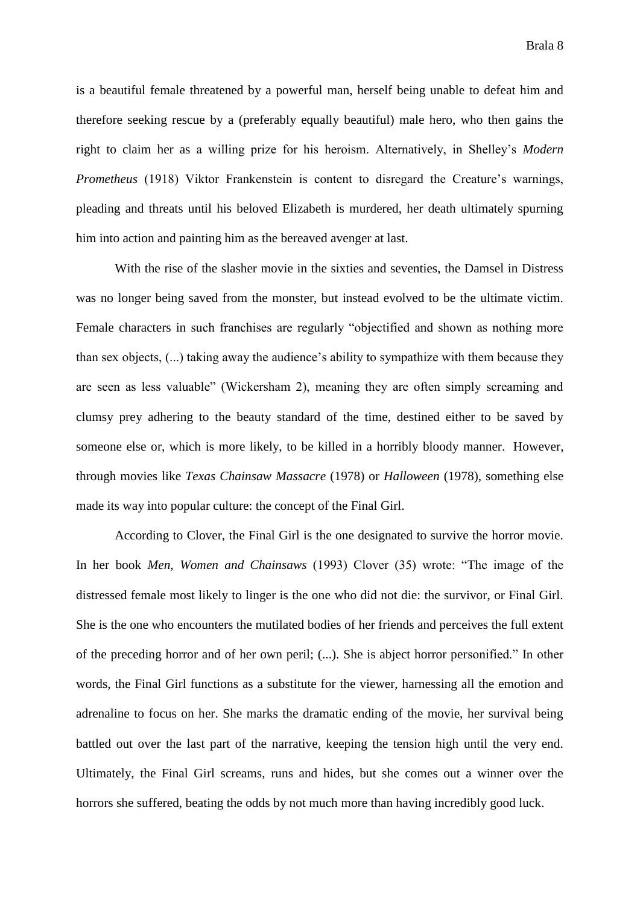is a beautiful female threatened by a powerful man, herself being unable to defeat him and therefore seeking rescue by a (preferably equally beautiful) male hero, who then gains the right to claim her as a willing prize for his heroism. Alternatively, in Shelley's *Modern Prometheus* (1918) Viktor Frankenstein is content to disregard the Creature's warnings, pleading and threats until his beloved Elizabeth is murdered, her death ultimately spurning him into action and painting him as the bereaved avenger at last.

With the rise of the slasher movie in the sixties and seventies, the Damsel in Distress was no longer being saved from the monster, but instead evolved to be the ultimate victim. Female characters in such franchises are regularly "objectified and shown as nothing more than sex objects, (...) taking away the audience's ability to sympathize with them because they are seen as less valuable" (Wickersham 2), meaning they are often simply screaming and clumsy prey adhering to the beauty standard of the time, destined either to be saved by someone else or, which is more likely, to be killed in a horribly bloody manner. However, through movies like *Texas Chainsaw Massacre* (1978) or *Halloween* (1978), something else made its way into popular culture: the concept of the Final Girl.

According to Clover, the Final Girl is the one designated to survive the horror movie. In her book *Men, Women and Chainsaws* (1993) Clover (35) wrote: "The image of the distressed female most likely to linger is the one who did not die: the survivor, or Final Girl. She is the one who encounters the mutilated bodies of her friends and perceives the full extent of the preceding horror and of her own peril; (...). She is abject horror personified." In other words, the Final Girl functions as a substitute for the viewer, harnessing all the emotion and adrenaline to focus on her. She marks the dramatic ending of the movie, her survival being battled out over the last part of the narrative, keeping the tension high until the very end. Ultimately, the Final Girl screams, runs and hides, but she comes out a winner over the horrors she suffered, beating the odds by not much more than having incredibly good luck.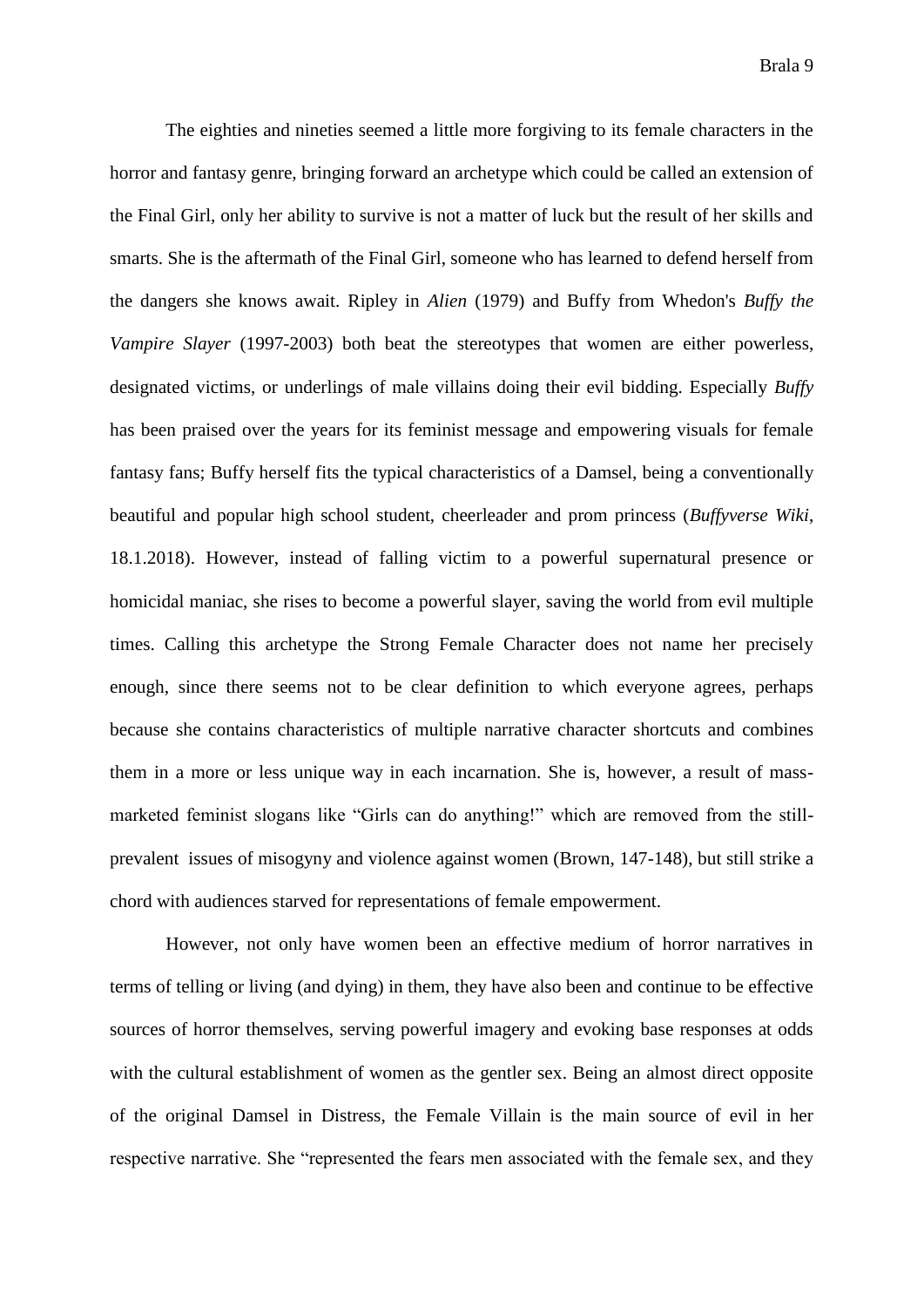The eighties and nineties seemed a little more forgiving to its female characters in the horror and fantasy genre, bringing forward an archetype which could be called an extension of the Final Girl, only her ability to survive is not a matter of luck but the result of her skills and smarts. She is the aftermath of the Final Girl, someone who has learned to defend herself from the dangers she knows await. Ripley in *Alien* (1979) and Buffy from Whedon's *Buffy the Vampire Slayer* (1997-2003) both beat the stereotypes that women are either powerless, designated victims, or underlings of male villains doing their evil bidding. Especially *Buffy* has been praised over the years for its feminist message and empowering visuals for female fantasy fans; Buffy herself fits the typical characteristics of a Damsel, being a conventionally beautiful and popular high school student, cheerleader and prom princess (*Buffyverse Wiki*, 18.1.2018). However, instead of falling victim to a powerful supernatural presence or homicidal maniac, she rises to become a powerful slayer, saving the world from evil multiple times. Calling this archetype the Strong Female Character does not name her precisely enough, since there seems not to be clear definition to which everyone agrees, perhaps because she contains characteristics of multiple narrative character shortcuts and combines them in a more or less unique way in each incarnation. She is, however, a result of mass-marketed feminist slogans like "Girls can do anything!" which are removed from the still-prevalent issues of misogyny and violence against women (Brown, 147-148), but still strike a chord with audiences starved for representations of female empowerment.

However, not only have women been an effective medium of horror narratives in terms of telling or living (and dying) in them, they have also been and continue to be effective sources of horror themselves, serving powerful imagery and evoking base responses at odds with the cultural establishment of women as the gentler sex. Being an almost direct opposite of the original Damsel in Distress, the Female Villain is the main source of evil in her respective narrative. She "represented the fears men associated with the female sex, and they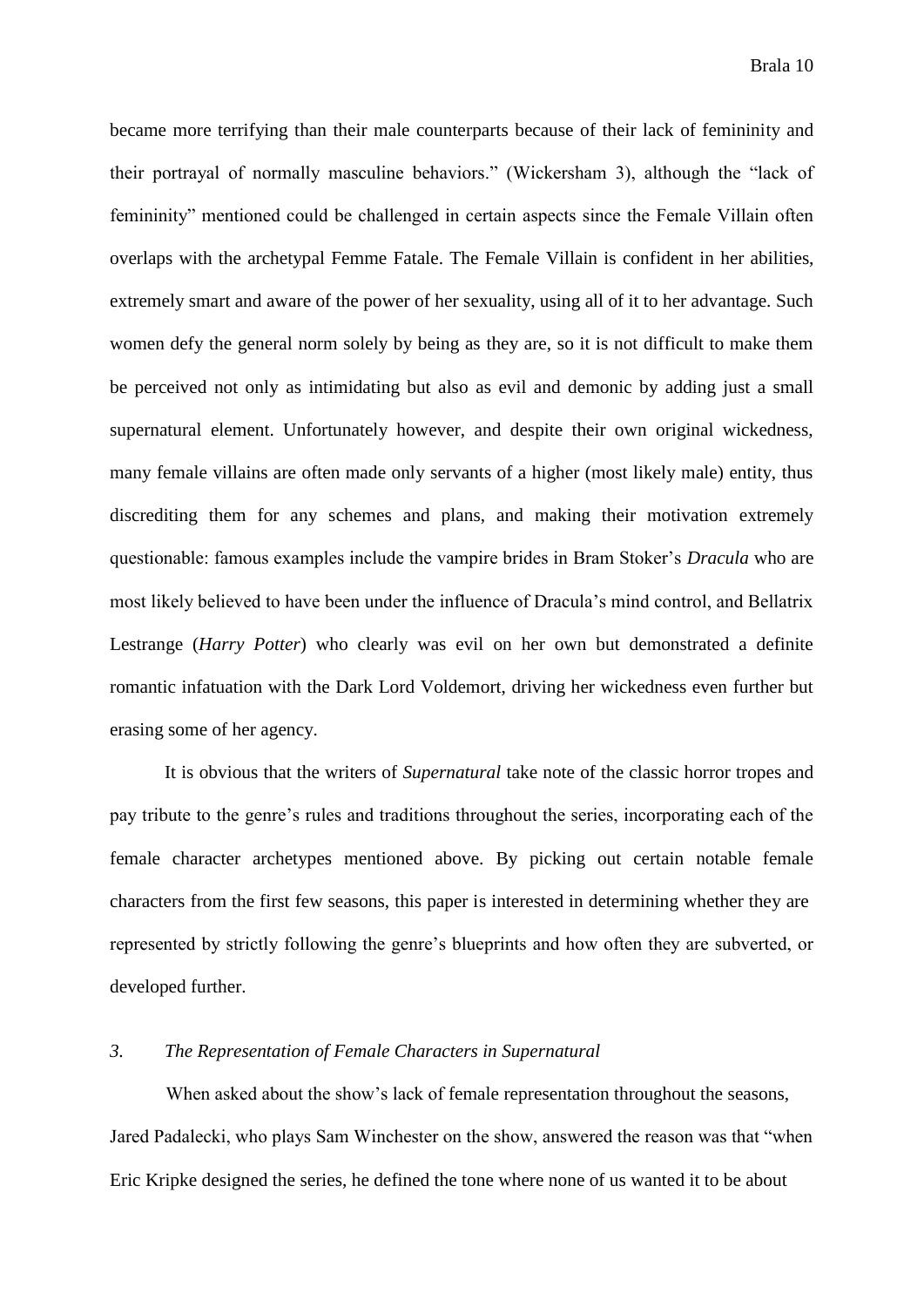became more terrifying than their male counterparts because of their lack of femininity and their portrayal of normally masculine behaviors." (Wickersham 3), although the "lack of femininity" mentioned could be challenged in certain aspects since the Female Villain often overlaps with the archetypal Femme Fatale. The Female Villain is confident in her abilities, extremely smart and aware of the power of her sexuality, using all of it to her advantage. Such women defy the general norm solely by being as they are, so it is not difficult to make them be perceived not only as intimidating but also as evil and demonic by adding just a small supernatural element. Unfortunately however, and despite their own original wickedness, many female villains are often made only servants of a higher (most likely male) entity, thus discrediting them for any schemes and plans, and making their motivation extremely questionable: famous examples include the vampire brides in Bram Stoker's *Dracula* who are most likely believed to have been under the influence of Dracula's mind control, and Bellatrix Lestrange (*Harry Potter*) who clearly was evil on her own but demonstrated a definite romantic infatuation with the Dark Lord Voldemort, driving her wickedness even further but erasing some of her agency.

It is obvious that the writers of *Supernatural* take note of the classic horror tropes and pay tribute to the genre's rules and traditions throughout the series, incorporating each of the female character archetypes mentioned above. By picking out certain notable female characters from the first few seasons, this paper is interested in determining whether they are represented by strictly following the genre's blueprints and how often they are subverted, or developed further.

## *3. The Representation of Female Characters in Supernatural*

When asked about the show's lack of female representation throughout the seasons, Jared Padalecki, who plays Sam Winchester on the show, answered the reason was that "when Eric Kripke designed the series, he defined the tone where none of us wanted it to be about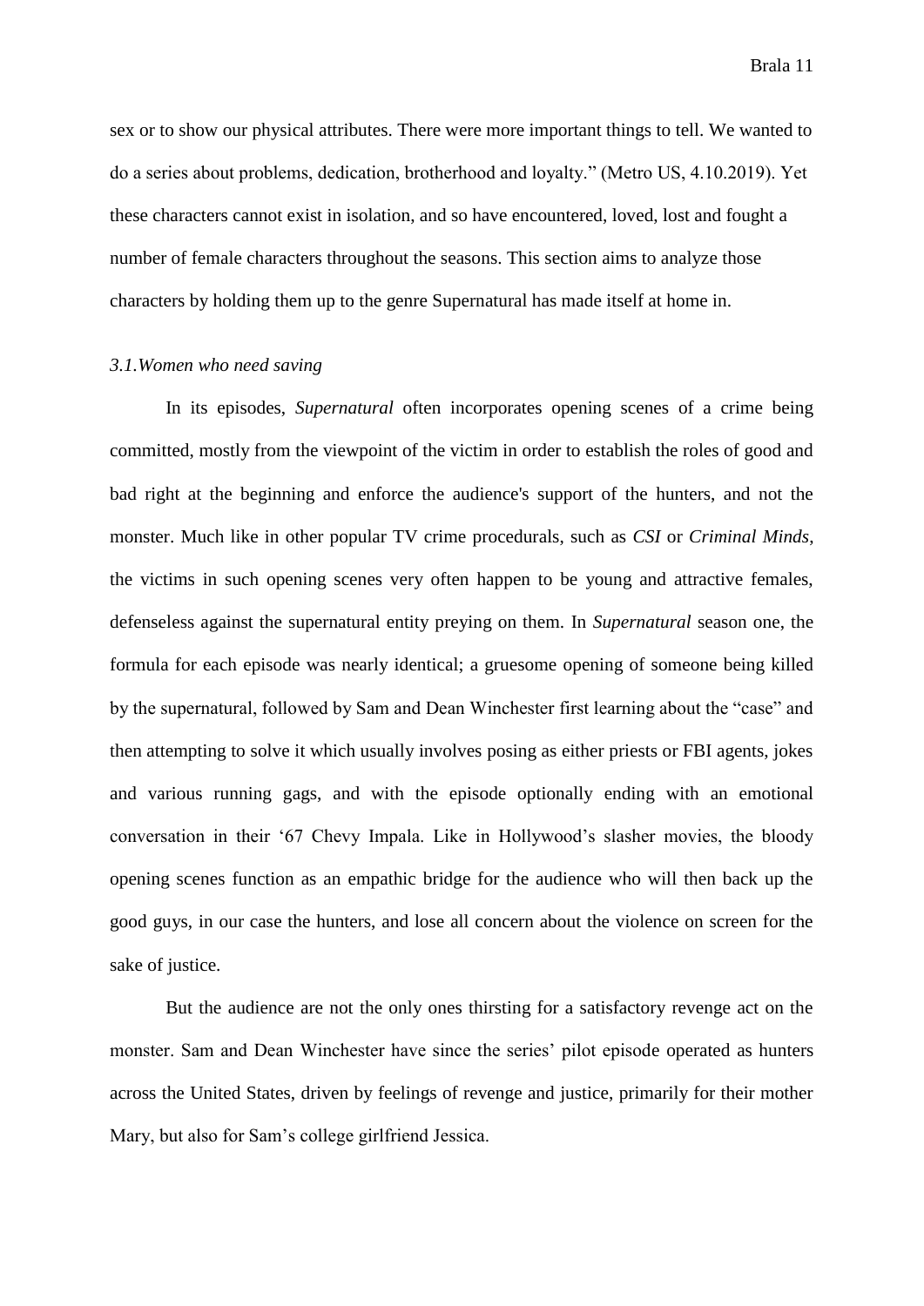sex or to show our physical attributes. There were more important things to tell. We wanted to do a series about problems, dedication, brotherhood and loyalty." (Metro US, 4.10.2019). Yet these characters cannot exist in isolation, and so have encountered, loved, lost and fought a number of female characters throughout the seasons. This section aims to analyze those characters by holding them up to the genre Supernatural has made itself at home in.

### *3.1.Women who need saving*

In its episodes, *Supernatural* often incorporates opening scenes of a crime being committed, mostly from the viewpoint of the victim in order to establish the roles of good and bad right at the beginning and enforce the audience's support of the hunters, and not the monster. Much like in other popular TV crime procedurals, such as *CSI* or *Criminal Minds*, the victims in such opening scenes very often happen to be young and attractive females, defenseless against the supernatural entity preying on them. In *Supernatural* season one, the formula for each episode was nearly identical; a gruesome opening of someone being killed by the supernatural, followed by Sam and Dean Winchester first learning about the "case" and then attempting to solve it which usually involves posing as either priests or FBI agents, jokes and various running gags, and with the episode optionally ending with an emotional conversation in their '67 Chevy Impala. Like in Hollywood's slasher movies, the bloody opening scenes function as an empathic bridge for the audience who will then back up the good guys, in our case the hunters, and lose all concern about the violence on screen for the sake of justice.

But the audience are not the only ones thirsting for a satisfactory revenge act on the monster. Sam and Dean Winchester have since the series' pilot episode operated as hunters across the United States, driven by feelings of revenge and justice, primarily for their mother Mary, but also for Sam's college girlfriend Jessica.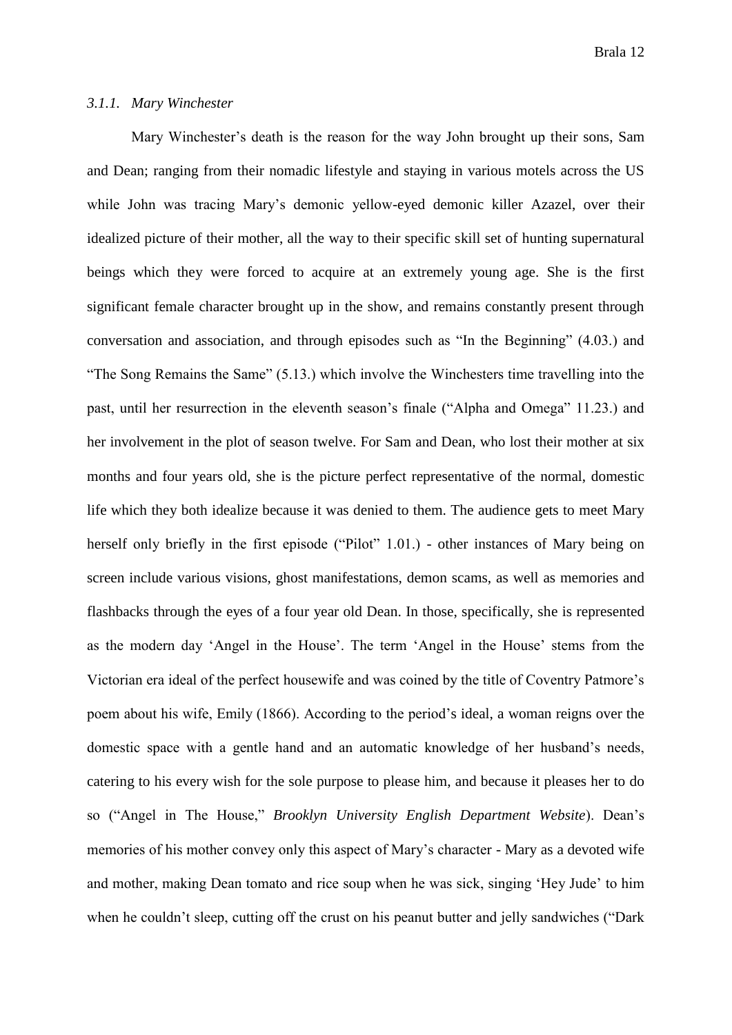### *3.1.1. Mary Winchester*

Mary Winchester's death is the reason for the way John brought up their sons, Sam and Dean; ranging from their nomadic lifestyle and staying in various motels across the US while John was tracing Mary's demonic yellow-eyed demonic killer Azazel, over their idealized picture of their mother, all the way to their specific skill set of hunting supernatural beings which they were forced to acquire at an extremely young age. She is the first significant female character brought up in the show, and remains constantly present through conversation and association, and through episodes such as "In the Beginning" (4.03.) and "The Song Remains the Same" (5.13.) which involve the Winchesters time travelling into the past, until her resurrection in the eleventh season's finale ("Alpha and Omega" 11.23.) and her involvement in the plot of season twelve. For Sam and Dean, who lost their mother at six months and four years old, she is the picture perfect representative of the normal, domestic life which they both idealize because it was denied to them. The audience gets to meet Mary herself only briefly in the first episode ("Pilot" 1.01.) - other instances of Mary being on screen include various visions, ghost manifestations, demon scams, as well as memories and flashbacks through the eyes of a four year old Dean. In those, specifically, she is represented as the modern day 'Angel in the House'. The term 'Angel in the House' stems from the Victorian era ideal of the perfect housewife and was coined by the title of Coventry Patmore's poem about his wife, Emily (1866). According to the period's ideal, a woman reigns over the domestic space with a gentle hand and an automatic knowledge of her husband's needs, catering to his every wish for the sole purpose to please him, and because it pleases her to do so ("Angel in The House," *Brooklyn University English Department Website*). Dean's memories of his mother convey only this aspect of Mary's character - Mary as a devoted wife and mother, making Dean tomato and rice soup when he was sick, singing 'Hey Jude' to him when he couldn't sleep, cutting off the crust on his peanut butter and jelly sandwiches ("Dark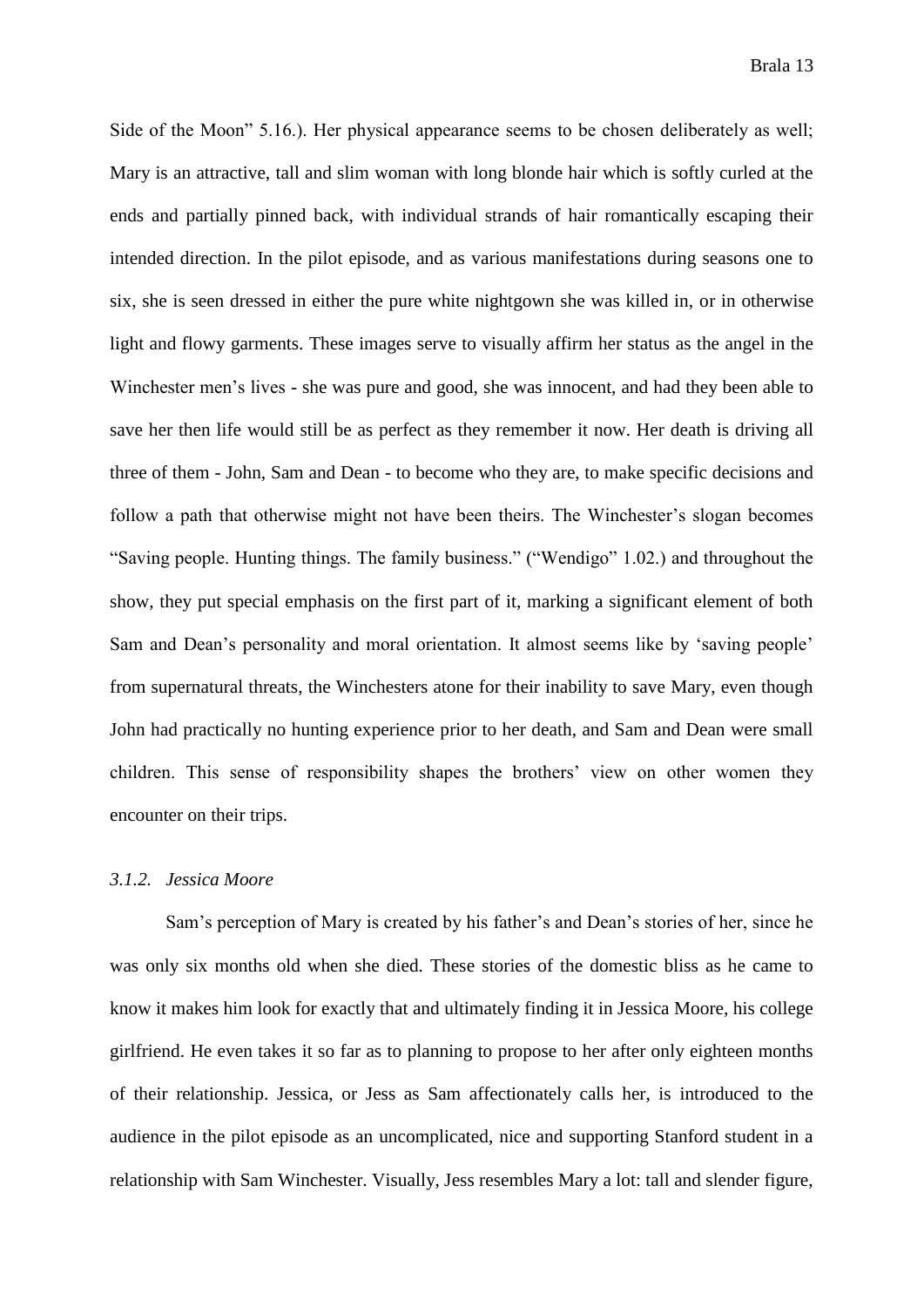Side of the Moon" 5.16.). Her physical appearance seems to be chosen deliberately as well; Mary is an attractive, tall and slim woman with long blonde hair which is softly curled at the ends and partially pinned back, with individual strands of hair romantically escaping their intended direction. In the pilot episode, and as various manifestations during seasons one to six, she is seen dressed in either the pure white nightgown she was killed in, or in otherwise light and flowy garments. These images serve to visually affirm her status as the angel in the Winchester men's lives - she was pure and good, she was innocent, and had they been able to save her then life would still be as perfect as they remember it now. Her death is driving all three of them - John, Sam and Dean - to become who they are, to make specific decisions and follow a path that otherwise might not have been theirs. The Winchester's slogan becomes "Saving people. Hunting things. The family business." ("Wendigo" 1.02.) and throughout the show, they put special emphasis on the first part of it, marking a significant element of both Sam and Dean's personality and moral orientation. It almost seems like by 'saving people' from supernatural threats, the Winchesters atone for their inability to save Mary, even though John had practically no hunting experience prior to her death, and Sam and Dean were small children. This sense of responsibility shapes the brothers' view on other women they encounter on their trips.

### *3.1.2. Jessica Moore*

Sam's perception of Mary is created by his father's and Dean's stories of her, since he was only six months old when she died. These stories of the domestic bliss as he came to know it makes him look for exactly that and ultimately finding it in Jessica Moore, his college girlfriend. He even takes it so far as to planning to propose to her after only eighteen months of their relationship. Jessica, or Jess as Sam affectionately calls her, is introduced to the audience in the pilot episode as an uncomplicated, nice and supporting Stanford student in a relationship with Sam Winchester. Visually, Jess resembles Mary a lot: tall and slender figure,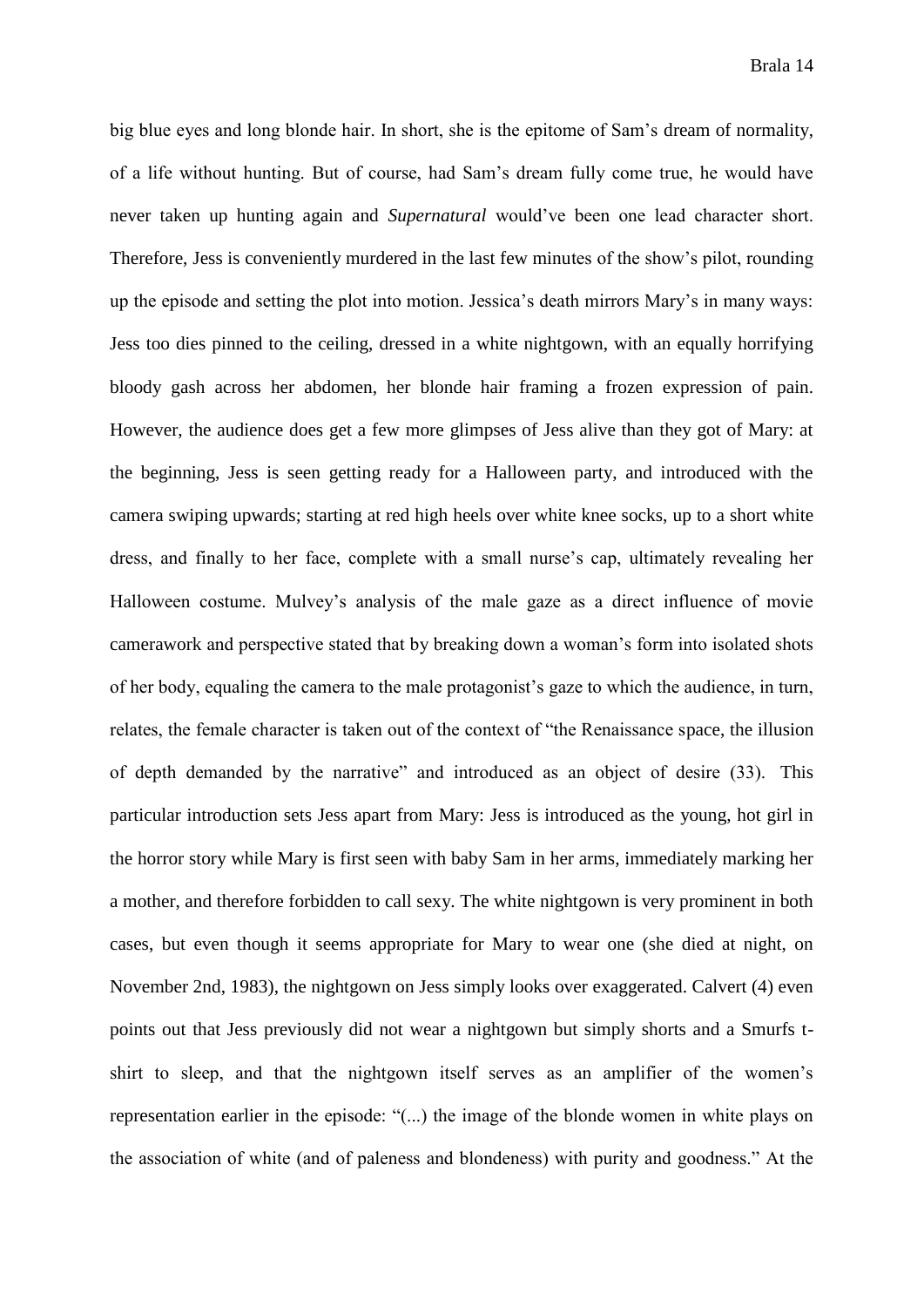big blue eyes and long blonde hair. In short, she is the epitome of Sam's dream of normality, of a life without hunting. But of course, had Sam's dream fully come true, he would have never taken up hunting again and *Supernatural* would've been one lead character short. Therefore, Jess is conveniently murdered in the last few minutes of the show's pilot, rounding up the episode and setting the plot into motion. Jessica's death mirrors Mary's in many ways: Jess too dies pinned to the ceiling, dressed in a white nightgown, with an equally horrifying bloody gash across her abdomen, her blonde hair framing a frozen expression of pain. However, the audience does get a few more glimpses of Jess alive than they got of Mary: at the beginning, Jess is seen getting ready for a Halloween party, and introduced with the camera swiping upwards; starting at red high heels over white knee socks, up to a short white dress, and finally to her face, complete with a small nurse's cap, ultimately revealing her Halloween costume. Mulvey's analysis of the male gaze as a direct influence of movie camerawork and perspective stated that by breaking down a woman's form into isolated shots of her body, equaling the camera to the male protagonist's gaze to which the audience, in turn, relates, the female character is taken out of the context of "the Renaissance space, the illusion of depth demanded by the narrative" and introduced as an object of desire (33). This particular introduction sets Jess apart from Mary: Jess is introduced as the young, hot girl in the horror story while Mary is first seen with baby Sam in her arms, immediately marking her a mother, and therefore forbidden to call sexy. The white nightgown is very prominent in both cases, but even though it seems appropriate for Mary to wear one (she died at night, on November 2nd, 1983), the nightgown on Jess simply looks over exaggerated. Calvert (4) even points out that Jess previously did not wear a nightgown but simply shorts and a Smurfs t-shirt to sleep, and that the nightgown itself serves as an amplifier of the women's representation earlier in the episode: "(...) the image of the blonde women in white plays on the association of white (and of paleness and blondeness) with purity and goodness." At the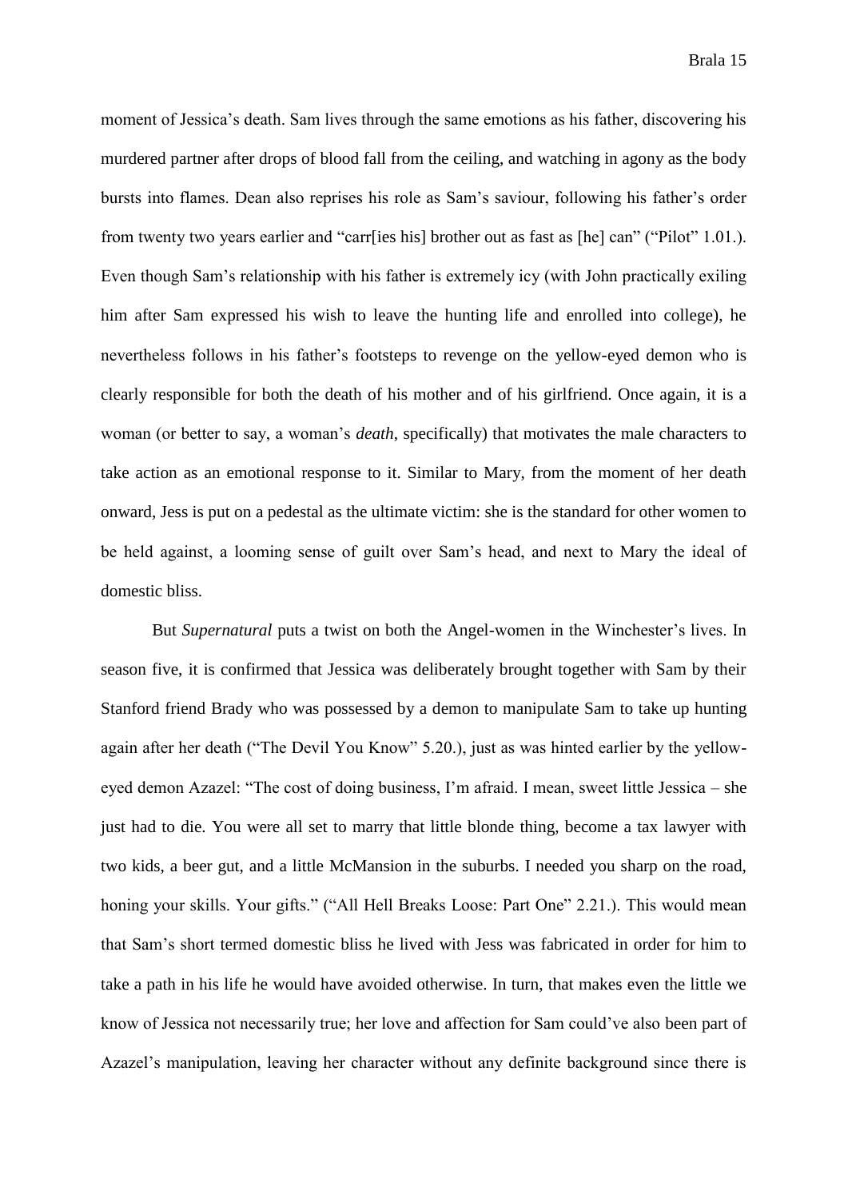moment of Jessica's death. Sam lives through the same emotions as his father, discovering his murdered partner after drops of blood fall from the ceiling, and watching in agony as the body bursts into flames. Dean also reprises his role as Sam's saviour, following his father's order from twenty two years earlier and "carr[ies his] brother out as fast as [he] can" ("Pilot" 1.01.). Even though Sam's relationship with his father is extremely icy (with John practically exiling him after Sam expressed his wish to leave the hunting life and enrolled into college), he nevertheless follows in his father's footsteps to revenge on the yellow-eyed demon who is clearly responsible for both the death of his mother and of his girlfriend. Once again, it is a woman (or better to say, a woman's *death*, specifically) that motivates the male characters to take action as an emotional response to it. Similar to Mary, from the moment of her death onward, Jess is put on a pedestal as the ultimate victim: she is the standard for other women to be held against, a looming sense of guilt over Sam's head, and next to Mary the ideal of domestic bliss.

But *Supernatural* puts a twist on both the Angel-women in the Winchester's lives. In season five, it is confirmed that Jessica was deliberately brought together with Sam by their Stanford friend Brady who was possessed by a demon to manipulate Sam to take up hunting again after her death ("The Devil You Know" 5.20.), just as was hinted earlier by the yellow-eyed demon Azazel: "The cost of doing business, I'm afraid. I mean, sweet little Jessica – she just had to die. You were all set to marry that little blonde thing, become a tax lawyer with two kids, a beer gut, and a little McMansion in the suburbs. I needed you sharp on the road, honing your skills. Your gifts." ("All Hell Breaks Loose: Part One" 2.21.). This would mean that Sam's short termed domestic bliss he lived with Jess was fabricated in order for him to take a path in his life he would have avoided otherwise. In turn, that makes even the little we know of Jessica not necessarily true; her love and affection for Sam could've also been part of Azazel's manipulation, leaving her character without any definite background since there is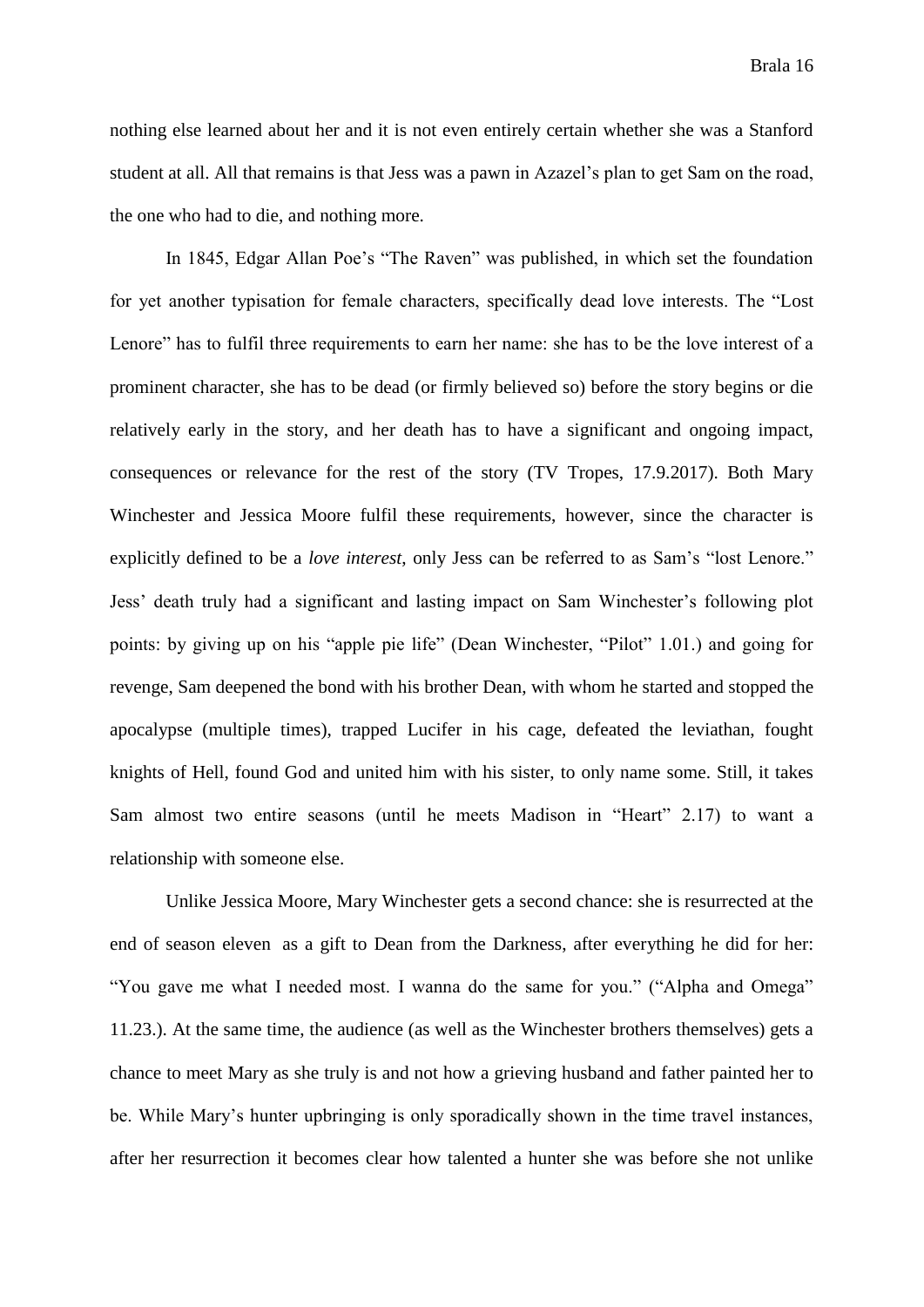nothing else learned about her and it is not even entirely certain whether she was a Stanford student at all. All that remains is that Jess was a pawn in Azazel's plan to get Sam on the road, the one who had to die, and nothing more.

In 1845, Edgar Allan Poe's "The Raven" was published, in which set the foundation for yet another typisation for female characters, specifically dead love interests. The "Lost Lenore" has to fulfil three requirements to earn her name: she has to be the love interest of a prominent character, she has to be dead (or firmly believed so) before the story begins or die relatively early in the story, and her death has to have a significant and ongoing impact, consequences or relevance for the rest of the story (TV Tropes, 17.9.2017). Both Mary Winchester and Jessica Moore fulfil these requirements, however, since the character is explicitly defined to be a *love interest*, only Jess can be referred to as Sam's "lost Lenore." Jess' death truly had a significant and lasting impact on Sam Winchester's following plot points: by giving up on his "apple pie life" (Dean Winchester, "Pilot" 1.01.) and going for revenge, Sam deepened the bond with his brother Dean, with whom he started and stopped the apocalypse (multiple times), trapped Lucifer in his cage, defeated the leviathan, fought knights of Hell, found God and united him with his sister, to only name some. Still, it takes Sam almost two entire seasons (until he meets Madison in "Heart" 2.17) to want a relationship with someone else.

Unlike Jessica Moore, Mary Winchester gets a second chance: she is resurrected at the end of season eleven as a gift to Dean from the Darkness, after everything he did for her: "You gave me what I needed most. I wanna do the same for you." ("Alpha and Omega" 11.23.). At the same time, the audience (as well as the Winchester brothers themselves) gets a chance to meet Mary as she truly is and not how a grieving husband and father painted her to be. While Mary's hunter upbringing is only sporadically shown in the time travel instances, after her resurrection it becomes clear how talented a hunter she was before she not unlike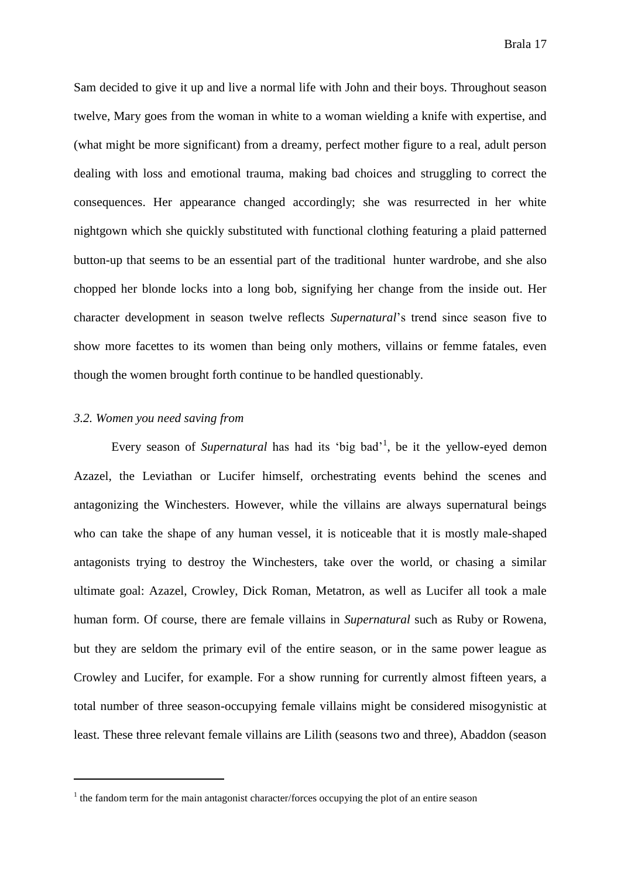Sam decided to give it up and live a normal life with John and their boys. Throughout season twelve, Mary goes from the woman in white to a woman wielding a knife with expertise, and (what might be more significant) from a dreamy, perfect mother figure to a real, adult person dealing with loss and emotional trauma, making bad choices and struggling to correct the consequences. Her appearance changed accordingly; she was resurrected in her white nightgown which she quickly substituted with functional clothing featuring a plaid patterned button-up that seems to be an essential part of the traditional hunter wardrobe, and she also chopped her blonde locks into a long bob, signifying her change from the inside out. Her character development in season twelve reflects *Supernatural*'s trend since season five to show more facettes to its women than being only mothers, villains or femme fatales, even though the women brought forth continue to be handled questionably.

### *3.2. Women you need saving from*

Every season of *Supernatural* has had its 'big bad'[1], be it the yellow-eyed demon Azazel, the Leviathan or Lucifer himself, orchestrating events behind the scenes and antagonizing the Winchesters. However, while the villains are always supernatural beings who can take the shape of any human vessel, it is noticeable that it is mostly male-shaped antagonists trying to destroy the Winchesters, take over the world, or chasing a similar ultimate goal: Azazel, Crowley, Dick Roman, Metatron, as well as Lucifer all took a male human form. Of course, there are female villains in *Supernatural* such as Ruby or Rowena, but they are seldom the primary evil of the entire season, or in the same power league as Crowley and Lucifer, for example. For a show running for currently almost fifteen years, a total number of three season-occupying female villains might be considered misogynistic at least. These three relevant female villains are Lilith (seasons two and three), Abaddon (season

---

[1] the fandom term for the main antagonist character/forces occupying the plot of an entire season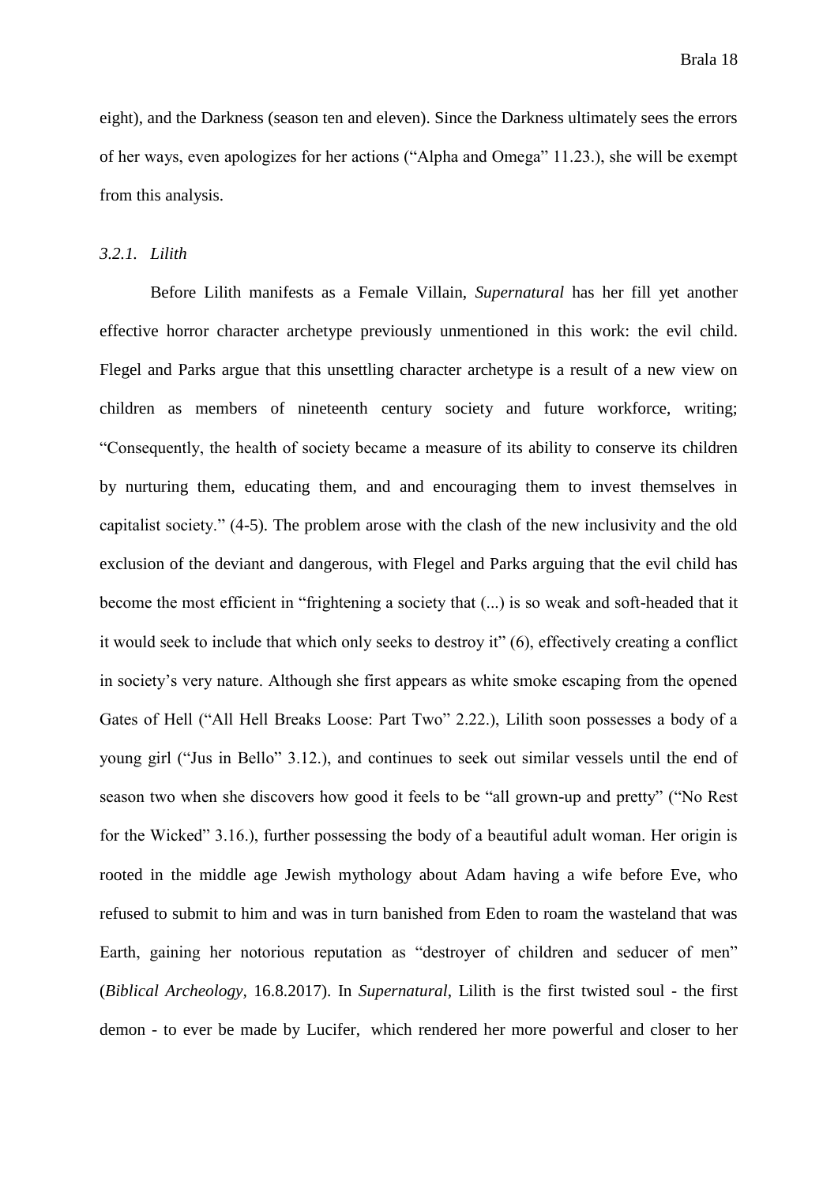eight), and the Darkness (season ten and eleven). Since the Darkness ultimately sees the errors of her ways, even apologizes for her actions ("Alpha and Omega" 11.23.), she will be exempt from this analysis.

### *3.2.1. Lilith*

Before Lilith manifests as a Female Villain, *Supernatural* has her fill yet another effective horror character archetype previously unmentioned in this work: the evil child. Flegel and Parks argue that this unsettling character archetype is a result of a new view on children as members of nineteenth century society and future workforce, writing; "Consequently, the health of society became a measure of its ability to conserve its children by nurturing them, educating them, and and encouraging them to invest themselves in capitalist society." (4-5). The problem arose with the clash of the new inclusivity and the old exclusion of the deviant and dangerous, with Flegel and Parks arguing that the evil child has become the most efficient in "frightening a society that (...) is so weak and soft-headed that it it would seek to include that which only seeks to destroy it" (6), effectively creating a conflict in society's very nature. Although she first appears as white smoke escaping from the opened Gates of Hell ("All Hell Breaks Loose: Part Two" 2.22.), Lilith soon possesses a body of a young girl ("Jus in Bello" 3.12.), and continues to seek out similar vessels until the end of season two when she discovers how good it feels to be "all grown-up and pretty" ("No Rest for the Wicked" 3.16.), further possessing the body of a beautiful adult woman. Her origin is rooted in the middle age Jewish mythology about Adam having a wife before Eve, who refused to submit to him and was in turn banished from Eden to roam the wasteland that was Earth, gaining her notorious reputation as "destroyer of children and seducer of men" (*Biblical Archeology*, 16.8.2017). In *Supernatural*, Lilith is the first twisted soul - the first demon - to ever be made by Lucifer, which rendered her more powerful and closer to her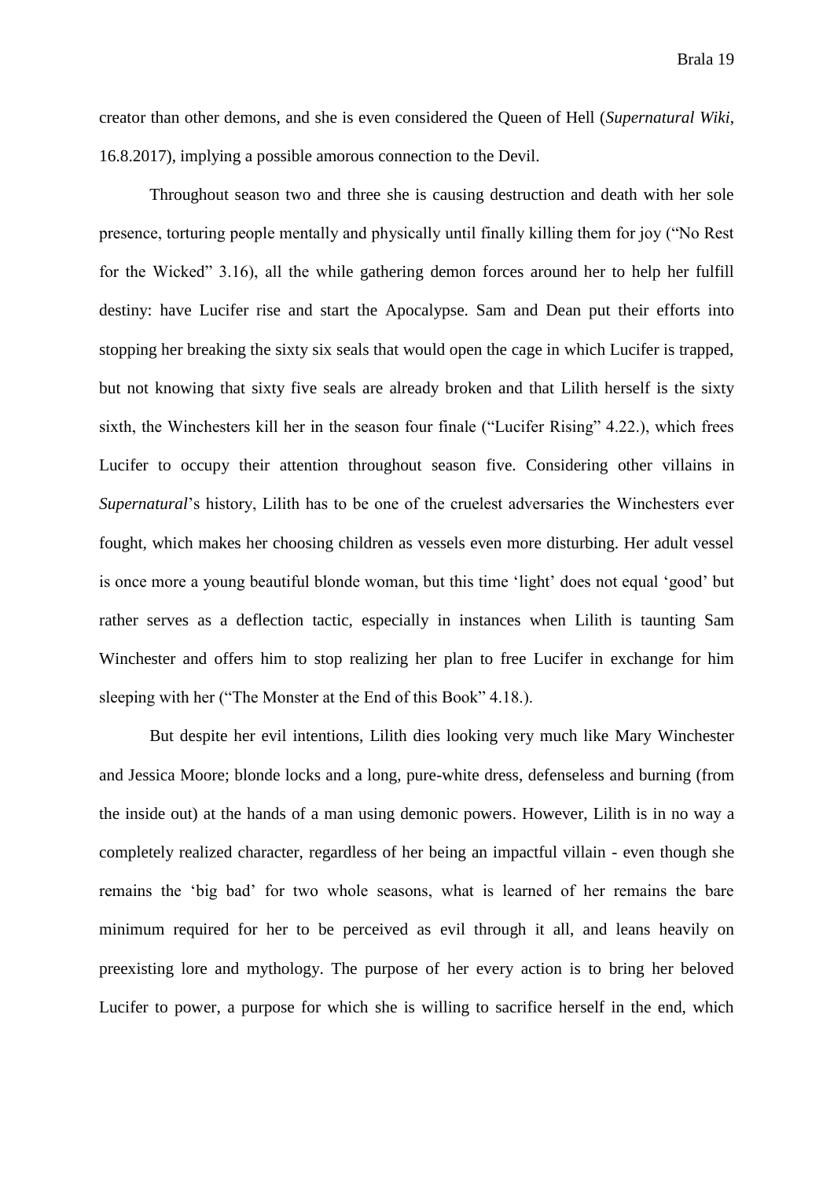creator than other demons, and she is even considered the Queen of Hell (*Supernatural Wiki*, 16.8.2017), implying a possible amorous connection to the Devil.

Throughout season two and three she is causing destruction and death with her sole presence, torturing people mentally and physically until finally killing them for joy ("No Rest for the Wicked" 3.16), all the while gathering demon forces around her to help her fulfill destiny: have Lucifer rise and start the Apocalypse. Sam and Dean put their efforts into stopping her breaking the sixty six seals that would open the cage in which Lucifer is trapped, but not knowing that sixty five seals are already broken and that Lilith herself is the sixty sixth, the Winchesters kill her in the season four finale ("Lucifer Rising" 4.22.), which frees Lucifer to occupy their attention throughout season five. Considering other villains in *Supernatural*'s history, Lilith has to be one of the cruelest adversaries the Winchesters ever fought, which makes her choosing children as vessels even more disturbing. Her adult vessel is once more a young beautiful blonde woman, but this time 'light' does not equal 'good' but rather serves as a deflection tactic, especially in instances when Lilith is taunting Sam Winchester and offers him to stop realizing her plan to free Lucifer in exchange for him sleeping with her ("The Monster at the End of this Book" 4.18.).

But despite her evil intentions, Lilith dies looking very much like Mary Winchester and Jessica Moore; blonde locks and a long, pure-white dress, defenseless and burning (from the inside out) at the hands of a man using demonic powers. However, Lilith is in no way a completely realized character, regardless of her being an impactful villain - even though she remains the 'big bad' for two whole seasons, what is learned of her remains the bare minimum required for her to be perceived as evil through it all, and leans heavily on preexisting lore and mythology. The purpose of her every action is to bring her beloved Lucifer to power, a purpose for which she is willing to sacrifice herself in the end, which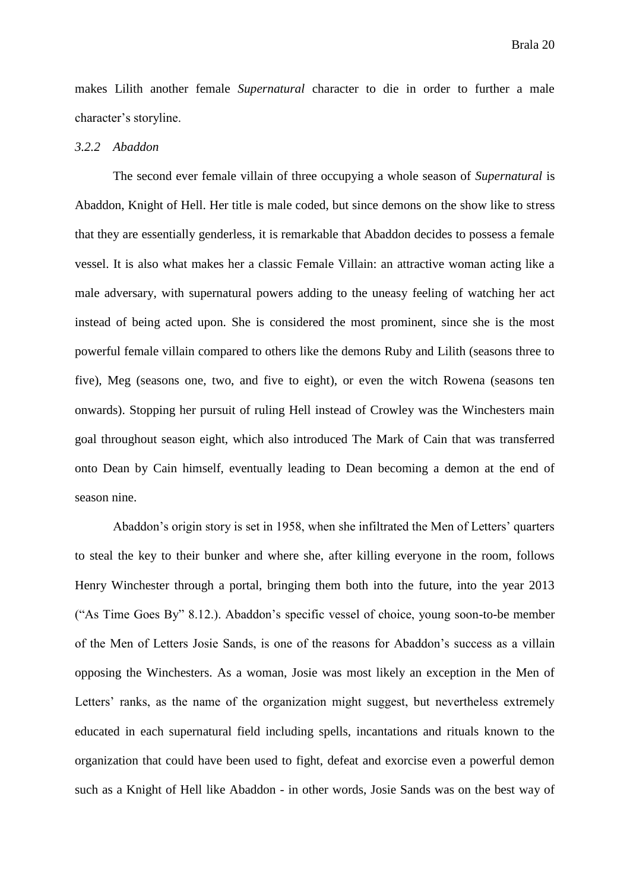makes Lilith another female *Supernatural* character to die in order to further a male character's storyline.

### *3.2.2 Abaddon*

The second ever female villain of three occupying a whole season of *Supernatural* is Abaddon, Knight of Hell. Her title is male coded, but since demons on the show like to stress that they are essentially genderless, it is remarkable that Abaddon decides to possess a female vessel. It is also what makes her a classic Female Villain: an attractive woman acting like a male adversary, with supernatural powers adding to the uneasy feeling of watching her act instead of being acted upon. She is considered the most prominent, since she is the most powerful female villain compared to others like the demons Ruby and Lilith (seasons three to five), Meg (seasons one, two, and five to eight), or even the witch Rowena (seasons ten onwards). Stopping her pursuit of ruling Hell instead of Crowley was the Winchesters main goal throughout season eight, which also introduced The Mark of Cain that was transferred onto Dean by Cain himself, eventually leading to Dean becoming a demon at the end of season nine.

Abaddon's origin story is set in 1958, when she infiltrated the Men of Letters' quarters to steal the key to their bunker and where she, after killing everyone in the room, follows Henry Winchester through a portal, bringing them both into the future, into the year 2013 ("As Time Goes By" 8.12.). Abaddon's specific vessel of choice, young soon-to-be member of the Men of Letters Josie Sands, is one of the reasons for Abaddon's success as a villain opposing the Winchesters. As a woman, Josie was most likely an exception in the Men of Letters' ranks, as the name of the organization might suggest, but nevertheless extremely educated in each supernatural field including spells, incantations and rituals known to the organization that could have been used to fight, defeat and exorcise even a powerful demon such as a Knight of Hell like Abaddon - in other words, Josie Sands was on the best way of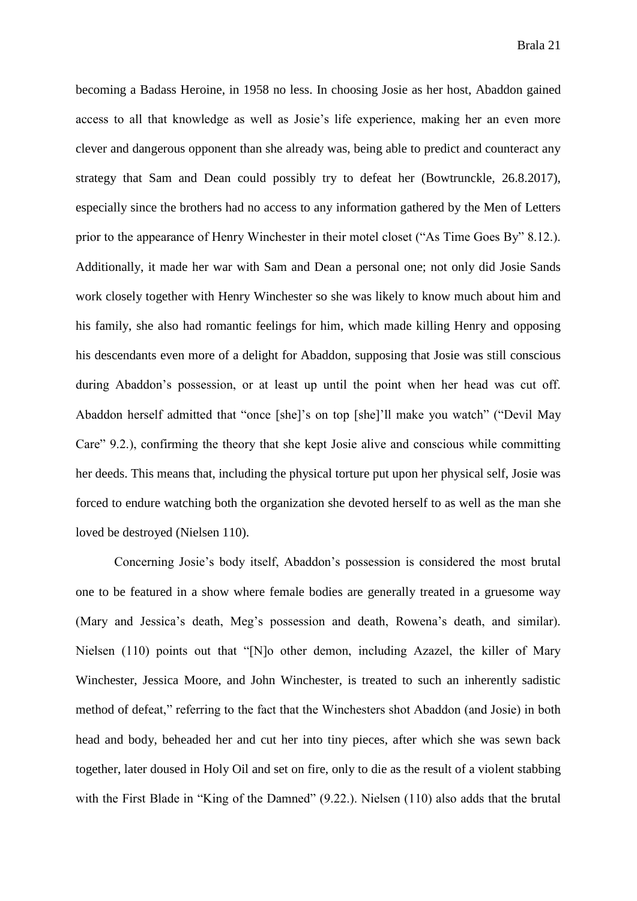becoming a Badass Heroine, in 1958 no less. In choosing Josie as her host, Abaddon gained access to all that knowledge as well as Josie's life experience, making her an even more clever and dangerous opponent than she already was, being able to predict and counteract any strategy that Sam and Dean could possibly try to defeat her (Bowtrunckle, 26.8.2017), especially since the brothers had no access to any information gathered by the Men of Letters prior to the appearance of Henry Winchester in their motel closet ("As Time Goes By" 8.12.). Additionally, it made her war with Sam and Dean a personal one; not only did Josie Sands work closely together with Henry Winchester so she was likely to know much about him and his family, she also had romantic feelings for him, which made killing Henry and opposing his descendants even more of a delight for Abaddon, supposing that Josie was still conscious during Abaddon's possession, or at least up until the point when her head was cut off. Abaddon herself admitted that "once [she]'s on top [she]'ll make you watch" ("Devil May Care" 9.2.), confirming the theory that she kept Josie alive and conscious while committing her deeds. This means that, including the physical torture put upon her physical self, Josie was forced to endure watching both the organization she devoted herself to as well as the man she loved be destroyed (Nielsen 110).

Concerning Josie's body itself, Abaddon's possession is considered the most brutal one to be featured in a show where female bodies are generally treated in a gruesome way (Mary and Jessica's death, Meg's possession and death, Rowena's death, and similar). Nielsen (110) points out that "[N]o other demon, including Azazel, the killer of Mary Winchester, Jessica Moore, and John Winchester, is treated to such an inherently sadistic method of defeat," referring to the fact that the Winchesters shot Abaddon (and Josie) in both head and body, beheaded her and cut her into tiny pieces, after which she was sewn back together, later doused in Holy Oil and set on fire, only to die as the result of a violent stabbing with the First Blade in "King of the Damned" (9.22.). Nielsen (110) also adds that the brutal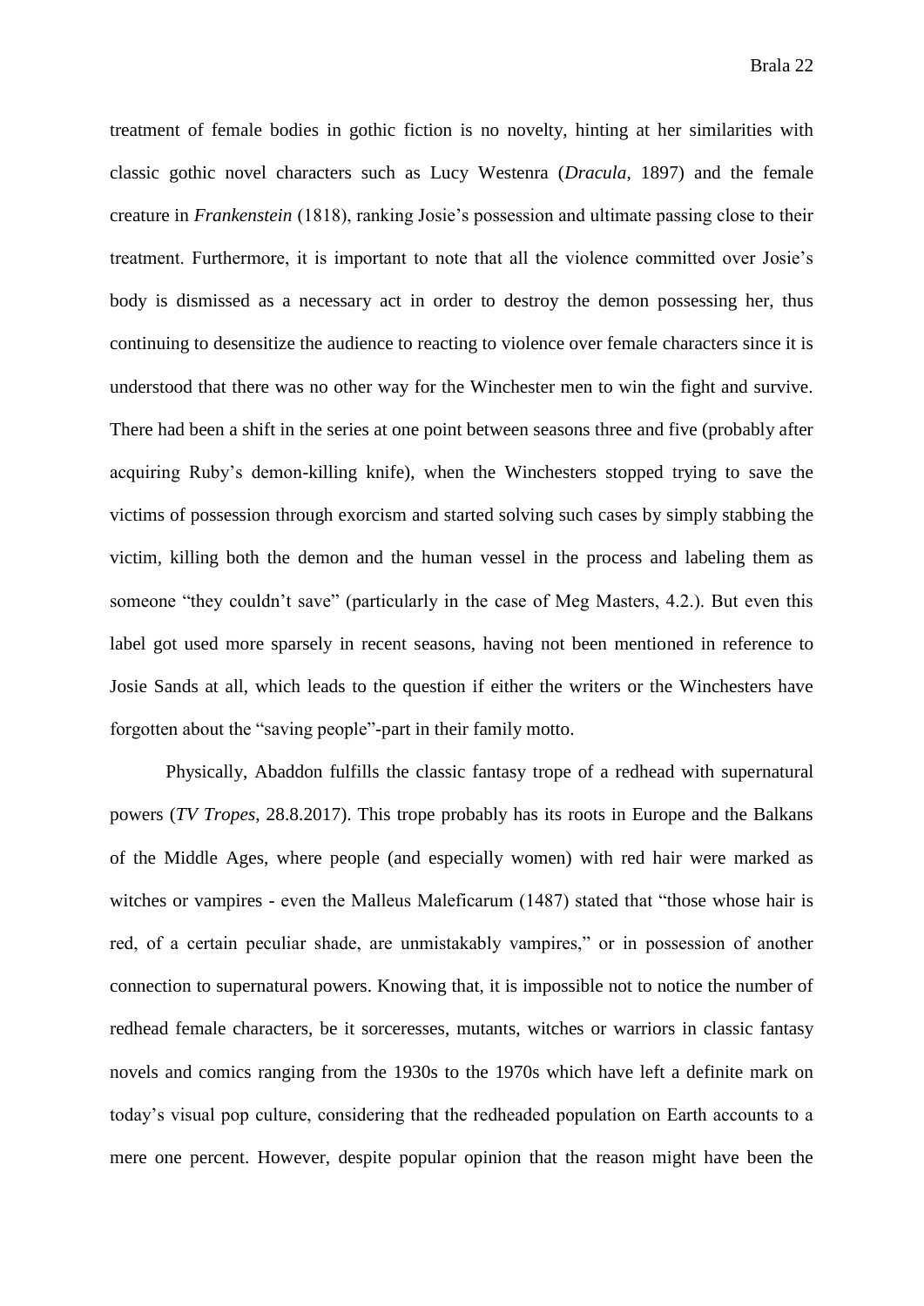treatment of female bodies in gothic fiction is no novelty, hinting at her similarities with classic gothic novel characters such as Lucy Westenra (*Dracula*, 1897) and the female creature in *Frankenstein* (1818), ranking Josie's possession and ultimate passing close to their treatment. Furthermore, it is important to note that all the violence committed over Josie's body is dismissed as a necessary act in order to destroy the demon possessing her, thus continuing to desensitize the audience to reacting to violence over female characters since it is understood that there was no other way for the Winchester men to win the fight and survive. There had been a shift in the series at one point between seasons three and five (probably after acquiring Ruby's demon-killing knife), when the Winchesters stopped trying to save the victims of possession through exorcism and started solving such cases by simply stabbing the victim, killing both the demon and the human vessel in the process and labeling them as someone "they couldn't save" (particularly in the case of Meg Masters, 4.2.). But even this label got used more sparsely in recent seasons, having not been mentioned in reference to Josie Sands at all, which leads to the question if either the writers or the Winchesters have forgotten about the "saving people"-part in their family motto.

Physically, Abaddon fulfills the classic fantasy trope of a redhead with supernatural powers (*TV Tropes*, 28.8.2017). This trope probably has its roots in Europe and the Balkans of the Middle Ages, where people (and especially women) with red hair were marked as witches or vampires - even the Malleus Maleficarum (1487) stated that "those whose hair is red, of a certain peculiar shade, are unmistakably vampires," or in possession of another connection to supernatural powers. Knowing that, it is impossible not to notice the number of redhead female characters, be it sorceresses, mutants, witches or warriors in classic fantasy novels and comics ranging from the 1930s to the 1970s which have left a definite mark on today's visual pop culture, considering that the redheaded population on Earth accounts to a mere one percent. However, despite popular opinion that the reason might have been the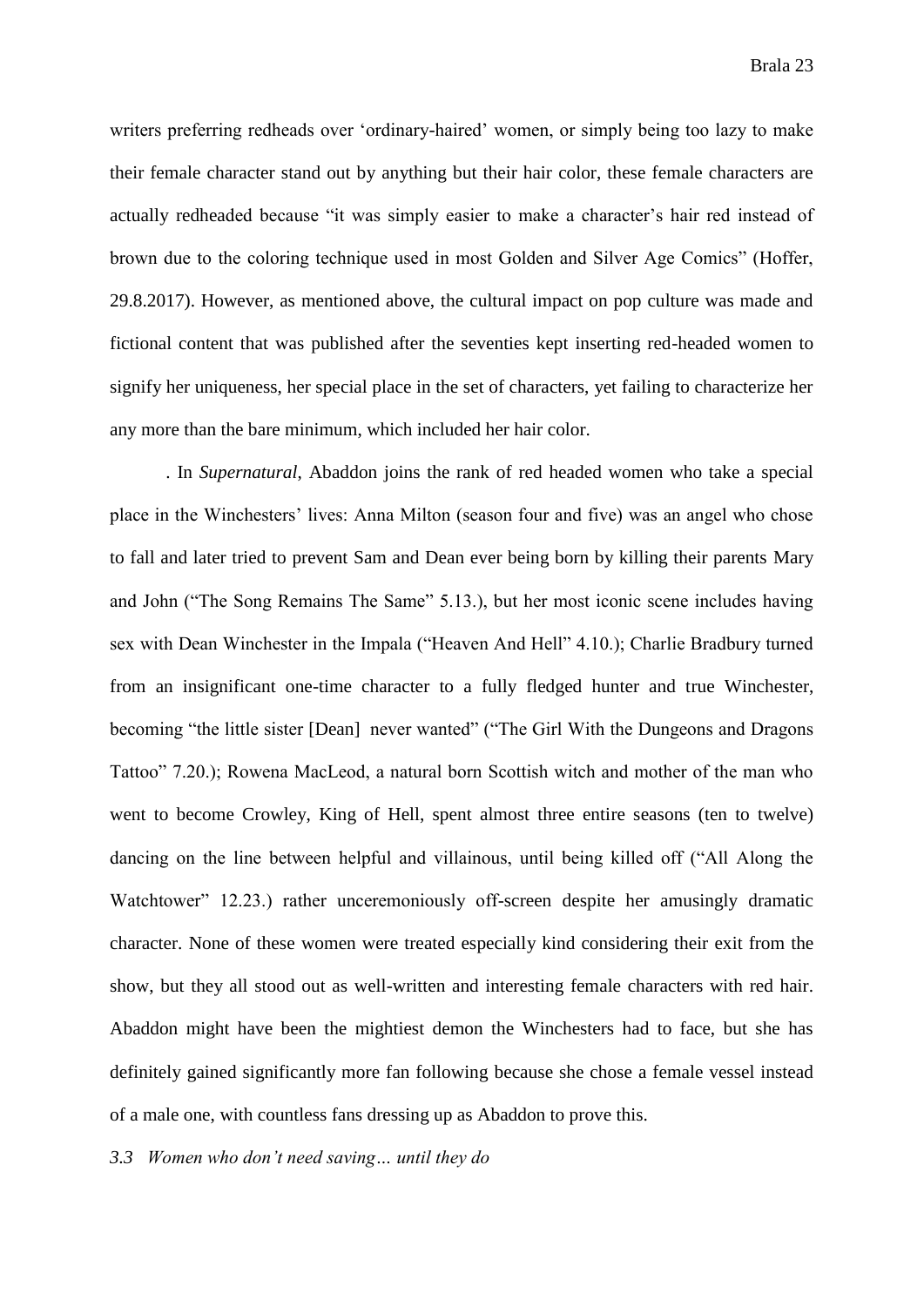writers preferring redheads over 'ordinary-haired' women, or simply being too lazy to make their female character stand out by anything but their hair color, these female characters are actually redheaded because "it was simply easier to make a character's hair red instead of brown due to the coloring technique used in most Golden and Silver Age Comics" (Hoffer, 29.8.2017). However, as mentioned above, the cultural impact on pop culture was made and fictional content that was published after the seventies kept inserting red-headed women to signify her uniqueness, her special place in the set of characters, yet failing to characterize her any more than the bare minimum, which included her hair color.

. In *Supernatural*, Abaddon joins the rank of red headed women who take a special place in the Winchesters' lives: Anna Milton (season four and five) was an angel who chose to fall and later tried to prevent Sam and Dean ever being born by killing their parents Mary and John ("The Song Remains The Same" 5.13.), but her most iconic scene includes having sex with Dean Winchester in the Impala ("Heaven And Hell" 4.10.); Charlie Bradbury turned from an insignificant one-time character to a fully fledged hunter and true Winchester, becoming "the little sister [Dean] never wanted" ("The Girl With the Dungeons and Dragons Tattoo" 7.20.); Rowena MacLeod, a natural born Scottish witch and mother of the man who went to become Crowley, King of Hell, spent almost three entire seasons (ten to twelve) dancing on the line between helpful and villainous, until being killed off ("All Along the Watchtower" 12.23.) rather unceremoniously off-screen despite her amusingly dramatic character. None of these women were treated especially kind considering their exit from the show, but they all stood out as well-written and interesting female characters with red hair. Abaddon might have been the mightiest demon the Winchesters had to face, but she has definitely gained significantly more fan following because she chose a female vessel instead of a male one, with countless fans dressing up as Abaddon to prove this.

### *3.3 Women who don't need saving… until they do*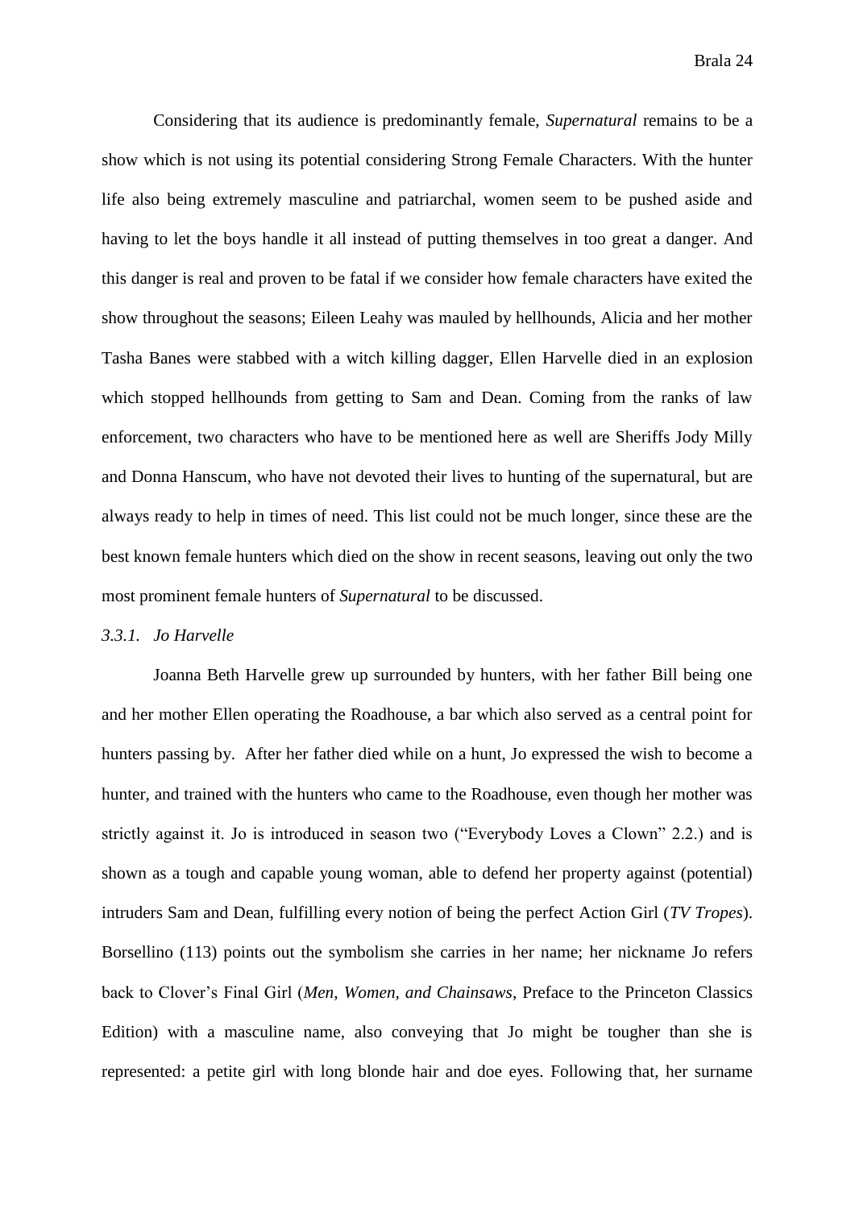Considering that its audience is predominantly female, *Supernatural* remains to be a show which is not using its potential considering Strong Female Characters. With the hunter life also being extremely masculine and patriarchal, women seem to be pushed aside and having to let the boys handle it all instead of putting themselves in too great a danger. And this danger is real and proven to be fatal if we consider how female characters have exited the show throughout the seasons; Eileen Leahy was mauled by hellhounds, Alicia and her mother Tasha Banes were stabbed with a witch killing dagger, Ellen Harvelle died in an explosion which stopped hellhounds from getting to Sam and Dean. Coming from the ranks of law enforcement, two characters who have to be mentioned here as well are Sheriffs Jody Milly and Donna Hanscum, who have not devoted their lives to hunting of the supernatural, but are always ready to help in times of need. This list could not be much longer, since these are the best known female hunters which died on the show in recent seasons, leaving out only the two most prominent female hunters of *Supernatural* to be discussed.

### *3.3.1. Jo Harvelle*

Joanna Beth Harvelle grew up surrounded by hunters, with her father Bill being one and her mother Ellen operating the Roadhouse, a bar which also served as a central point for hunters passing by. After her father died while on a hunt, Jo expressed the wish to become a hunter, and trained with the hunters who came to the Roadhouse, even though her mother was strictly against it. Jo is introduced in season two ("Everybody Loves a Clown" 2.2.) and is shown as a tough and capable young woman, able to defend her property against (potential) intruders Sam and Dean, fulfilling every notion of being the perfect Action Girl (*TV Tropes*). Borsellino (113) points out the symbolism she carries in her name; her nickname Jo refers back to Clover's Final Girl (*Men, Women, and Chainsaws*, Preface to the Princeton Classics Edition) with a masculine name, also conveying that Jo might be tougher than she is represented: a petite girl with long blonde hair and doe eyes. Following that, her surname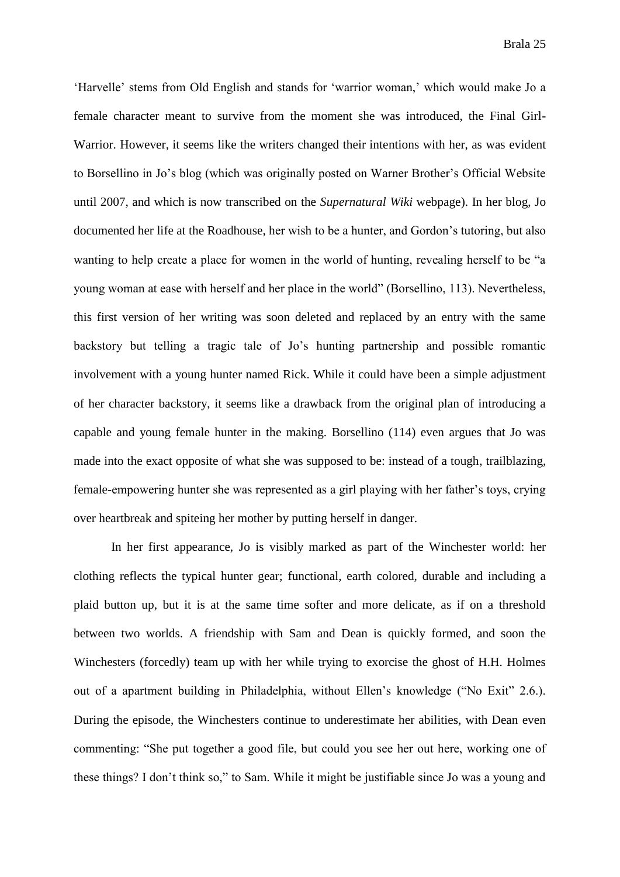'Harvelle' stems from Old English and stands for 'warrior woman,' which would make Jo a female character meant to survive from the moment she was introduced, the Final Girl-Warrior. However, it seems like the writers changed their intentions with her, as was evident to Borsellino in Jo's blog (which was originally posted on Warner Brother's Official Website until 2007, and which is now transcribed on the *Supernatural Wiki* webpage). In her blog, Jo documented her life at the Roadhouse, her wish to be a hunter, and Gordon's tutoring, but also wanting to help create a place for women in the world of hunting, revealing herself to be "a young woman at ease with herself and her place in the world" (Borsellino, 113). Nevertheless, this first version of her writing was soon deleted and replaced by an entry with the same backstory but telling a tragic tale of Jo's hunting partnership and possible romantic involvement with a young hunter named Rick. While it could have been a simple adjustment of her character backstory, it seems like a drawback from the original plan of introducing a capable and young female hunter in the making. Borsellino (114) even argues that Jo was made into the exact opposite of what she was supposed to be: instead of a tough, trailblazing, female-empowering hunter she was represented as a girl playing with her father's toys, crying over heartbreak and spiteing her mother by putting herself in danger.

In her first appearance, Jo is visibly marked as part of the Winchester world: her clothing reflects the typical hunter gear; functional, earth colored, durable and including a plaid button up, but it is at the same time softer and more delicate, as if on a threshold between two worlds. A friendship with Sam and Dean is quickly formed, and soon the Winchesters (forcedly) team up with her while trying to exorcise the ghost of H.H. Holmes out of a apartment building in Philadelphia, without Ellen's knowledge ("No Exit" 2.6.). During the episode, the Winchesters continue to underestimate her abilities, with Dean even commenting: "She put together a good file, but could you see her out here, working one of these things? I don't think so," to Sam. While it might be justifiable since Jo was a young and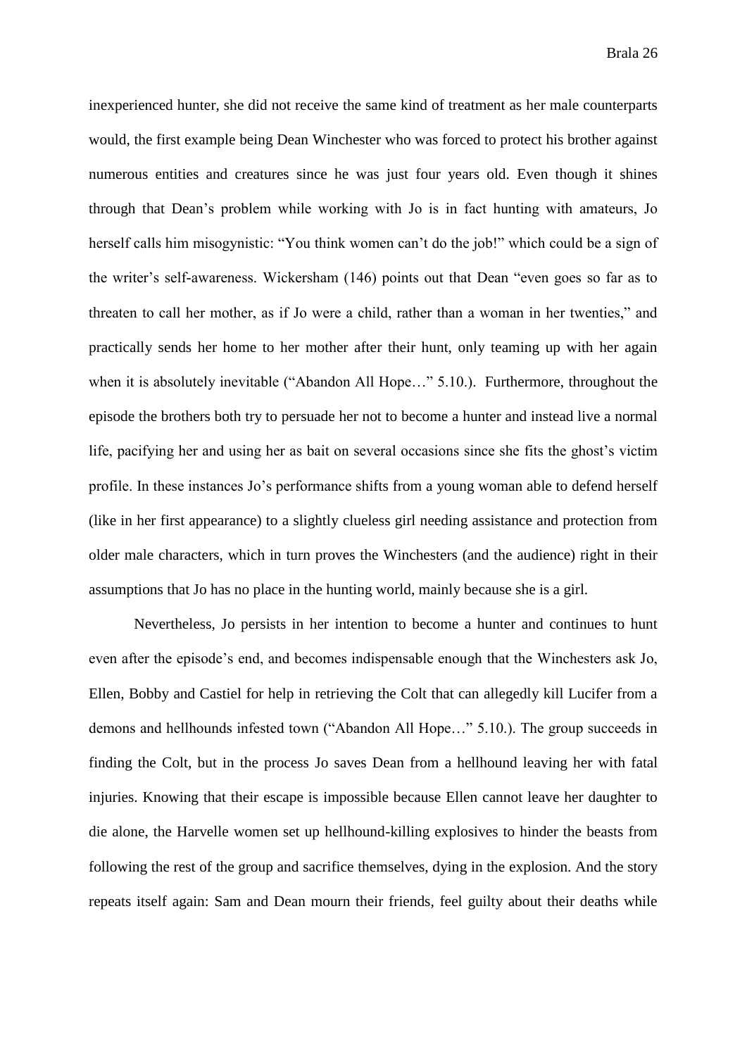inexperienced hunter, she did not receive the same kind of treatment as her male counterparts would, the first example being Dean Winchester who was forced to protect his brother against numerous entities and creatures since he was just four years old. Even though it shines through that Dean's problem while working with Jo is in fact hunting with amateurs, Jo herself calls him misogynistic: "You think women can't do the job!" which could be a sign of the writer's self-awareness. Wickersham (146) points out that Dean "even goes so far as to threaten to call her mother, as if Jo were a child, rather than a woman in her twenties," and practically sends her home to her mother after their hunt, only teaming up with her again when it is absolutely inevitable ("Abandon All Hope…" 5.10.). Furthermore, throughout the episode the brothers both try to persuade her not to become a hunter and instead live a normal life, pacifying her and using her as bait on several occasions since she fits the ghost's victim profile. In these instances Jo's performance shifts from a young woman able to defend herself (like in her first appearance) to a slightly clueless girl needing assistance and protection from older male characters, which in turn proves the Winchesters (and the audience) right in their assumptions that Jo has no place in the hunting world, mainly because she is a girl.

Nevertheless, Jo persists in her intention to become a hunter and continues to hunt even after the episode's end, and becomes indispensable enough that the Winchesters ask Jo, Ellen, Bobby and Castiel for help in retrieving the Colt that can allegedly kill Lucifer from a demons and hellhounds infested town ("Abandon All Hope…" 5.10.). The group succeeds in finding the Colt, but in the process Jo saves Dean from a hellhound leaving her with fatal injuries. Knowing that their escape is impossible because Ellen cannot leave her daughter to die alone, the Harvelle women set up hellhound-killing explosives to hinder the beasts from following the rest of the group and sacrifice themselves, dying in the explosion. And the story repeats itself again: Sam and Dean mourn their friends, feel guilty about their deaths while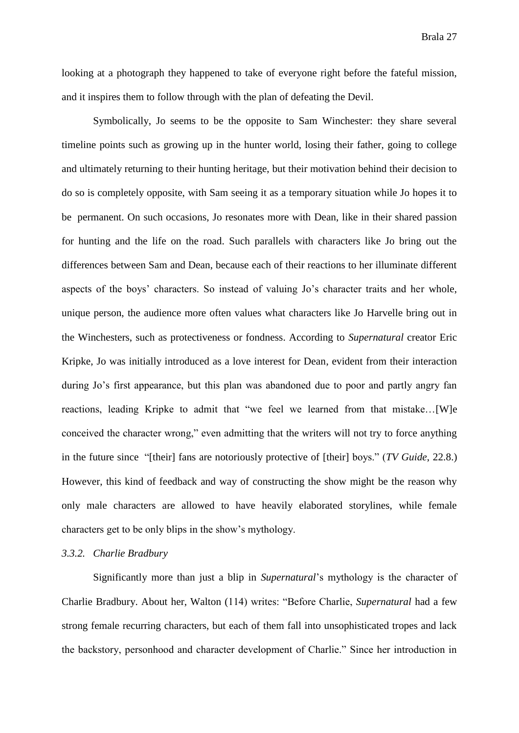looking at a photograph they happened to take of everyone right before the fateful mission, and it inspires them to follow through with the plan of defeating the Devil.

Symbolically, Jo seems to be the opposite to Sam Winchester: they share several timeline points such as growing up in the hunter world, losing their father, going to college and ultimately returning to their hunting heritage, but their motivation behind their decision to do so is completely opposite, with Sam seeing it as a temporary situation while Jo hopes it to be permanent. On such occasions, Jo resonates more with Dean, like in their shared passion for hunting and the life on the road. Such parallels with characters like Jo bring out the differences between Sam and Dean, because each of their reactions to her illuminate different aspects of the boys' characters. So instead of valuing Jo's character traits and her whole, unique person, the audience more often values what characters like Jo Harvelle bring out in the Winchesters, such as protectiveness or fondness. According to *Supernatural* creator Eric Kripke, Jo was initially introduced as a love interest for Dean, evident from their interaction during Jo's first appearance, but this plan was abandoned due to poor and partly angry fan reactions, leading Kripke to admit that "we feel we learned from that mistake…[W]e conceived the character wrong," even admitting that the writers will not try to force anything in the future since "[their] fans are notoriously protective of [their] boys." (*TV Guide*, 22.8.) However, this kind of feedback and way of constructing the show might be the reason why only male characters are allowed to have heavily elaborated storylines, while female characters get to be only blips in the show's mythology.

### *3.3.2. Charlie Bradbury*

Significantly more than just a blip in *Supernatural*'s mythology is the character of Charlie Bradbury. About her, Walton (114) writes: "Before Charlie, *Supernatural* had a few strong female recurring characters, but each of them fall into unsophisticated tropes and lack the backstory, personhood and character development of Charlie." Since her introduction in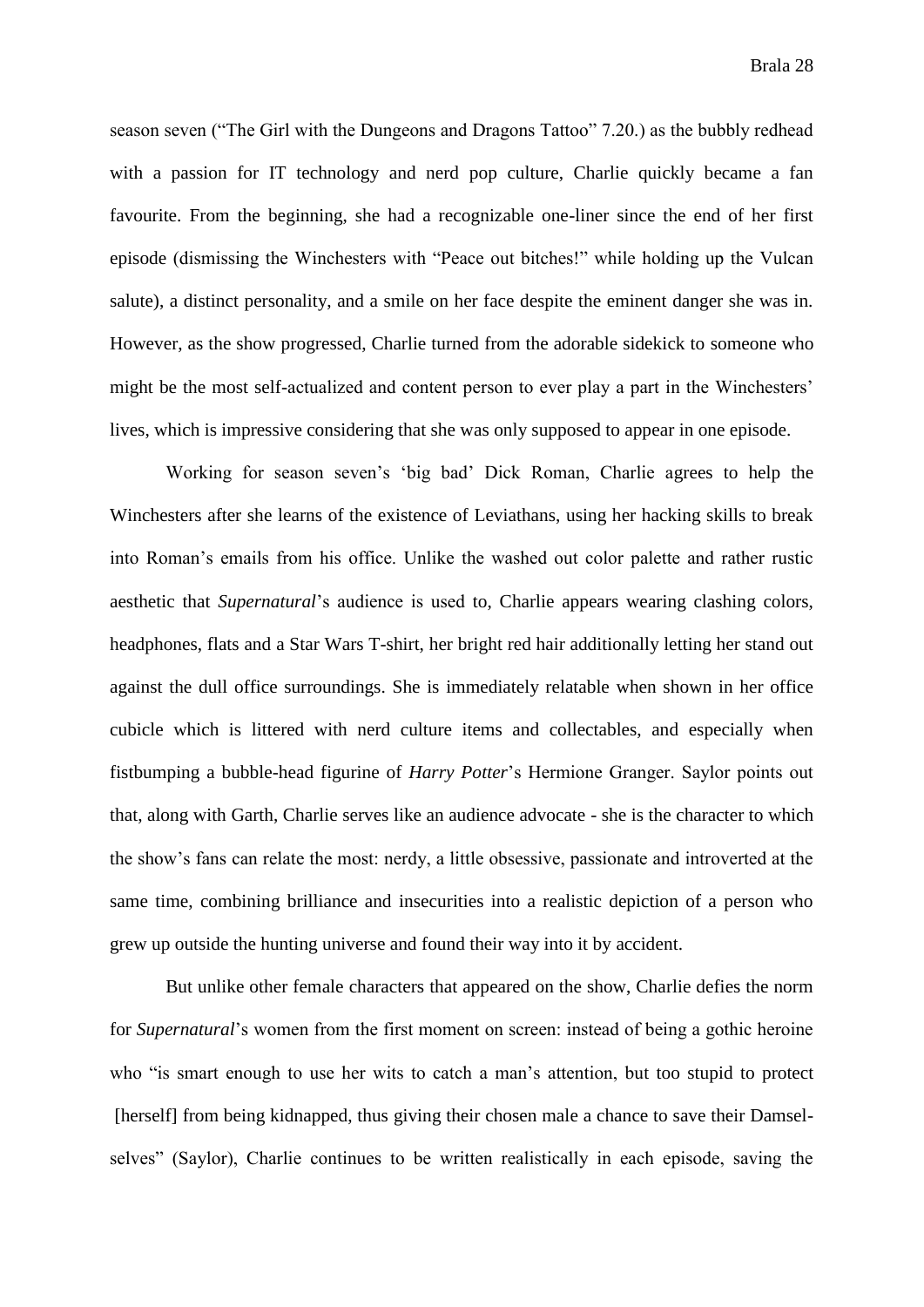season seven ("The Girl with the Dungeons and Dragons Tattoo" 7.20.) as the bubbly redhead with a passion for IT technology and nerd pop culture, Charlie quickly became a fan favourite. From the beginning, she had a recognizable one-liner since the end of her first episode (dismissing the Winchesters with "Peace out bitches!" while holding up the Vulcan salute), a distinct personality, and a smile on her face despite the eminent danger she was in. However, as the show progressed, Charlie turned from the adorable sidekick to someone who might be the most self-actualized and content person to ever play a part in the Winchesters' lives, which is impressive considering that she was only supposed to appear in one episode.

Working for season seven's 'big bad' Dick Roman, Charlie agrees to help the Winchesters after she learns of the existence of Leviathans, using her hacking skills to break into Roman's emails from his office. Unlike the washed out color palette and rather rustic aesthetic that *Supernatural*'s audience is used to, Charlie appears wearing clashing colors, headphones, flats and a Star Wars T-shirt, her bright red hair additionally letting her stand out against the dull office surroundings. She is immediately relatable when shown in her office cubicle which is littered with nerd culture items and collectables, and especially when fistbumping a bubble-head figurine of *Harry Potter*'s Hermione Granger. Saylor points out that, along with Garth, Charlie serves like an audience advocate - she is the character to which the show's fans can relate the most: nerdy, a little obsessive, passionate and introverted at the same time, combining brilliance and insecurities into a realistic depiction of a person who grew up outside the hunting universe and found their way into it by accident.

But unlike other female characters that appeared on the show, Charlie defies the norm for *Supernatural*'s women from the first moment on screen: instead of being a gothic heroine who "is smart enough to use her wits to catch a man's attention, but too stupid to protect [herself] from being kidnapped, thus giving their chosen male a chance to save their Damsel-selves" (Saylor), Charlie continues to be written realistically in each episode, saving the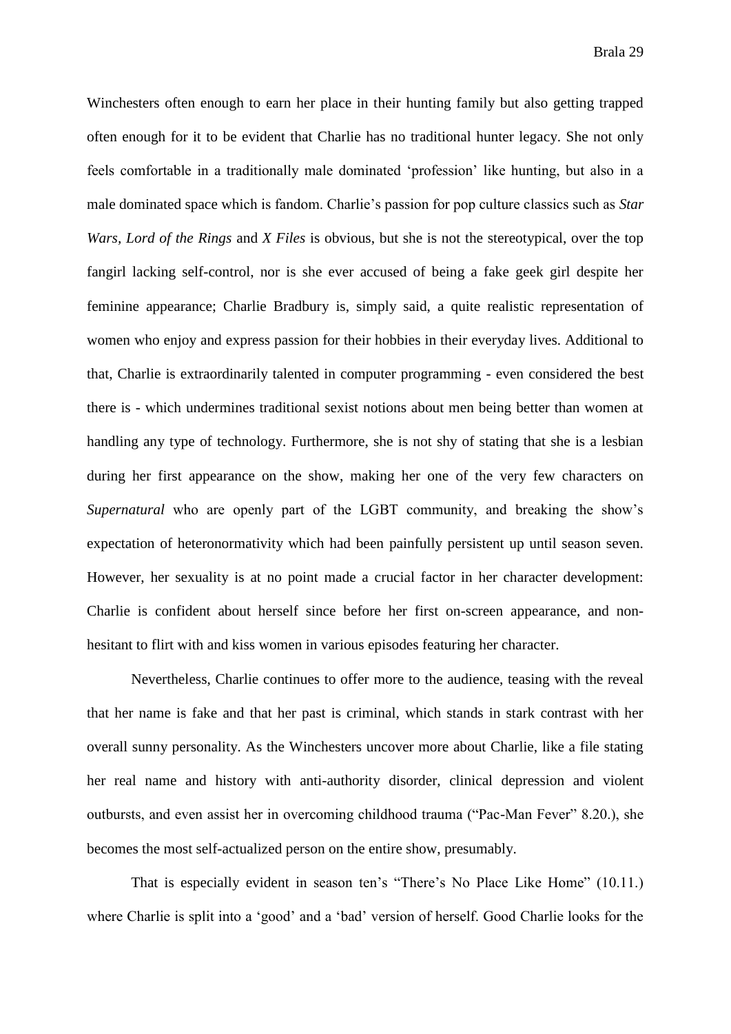Winchesters often enough to earn her place in their hunting family but also getting trapped often enough for it to be evident that Charlie has no traditional hunter legacy. She not only feels comfortable in a traditionally male dominated 'profession' like hunting, but also in a male dominated space which is fandom. Charlie's passion for pop culture classics such as *Star Wars*, *Lord of the Rings* and *X Files* is obvious, but she is not the stereotypical, over the top fangirl lacking self-control, nor is she ever accused of being a fake geek girl despite her feminine appearance; Charlie Bradbury is, simply said, a quite realistic representation of women who enjoy and express passion for their hobbies in their everyday lives. Additional to that, Charlie is extraordinarily talented in computer programming - even considered the best there is - which undermines traditional sexist notions about men being better than women at handling any type of technology. Furthermore, she is not shy of stating that she is a lesbian during her first appearance on the show, making her one of the very few characters on *Supernatural* who are openly part of the LGBT community, and breaking the show's expectation of heteronormativity which had been painfully persistent up until season seven. However, her sexuality is at no point made a crucial factor in her character development: Charlie is confident about herself since before her first on-screen appearance, and non-hesitant to flirt with and kiss women in various episodes featuring her character.

Nevertheless, Charlie continues to offer more to the audience, teasing with the reveal that her name is fake and that her past is criminal, which stands in stark contrast with her overall sunny personality. As the Winchesters uncover more about Charlie, like a file stating her real name and history with anti-authority disorder, clinical depression and violent outbursts, and even assist her in overcoming childhood trauma ("Pac-Man Fever" 8.20.), she becomes the most self-actualized person on the entire show, presumably.

That is especially evident in season ten's "There's No Place Like Home" (10.11.) where Charlie is split into a 'good' and a 'bad' version of herself. Good Charlie looks for the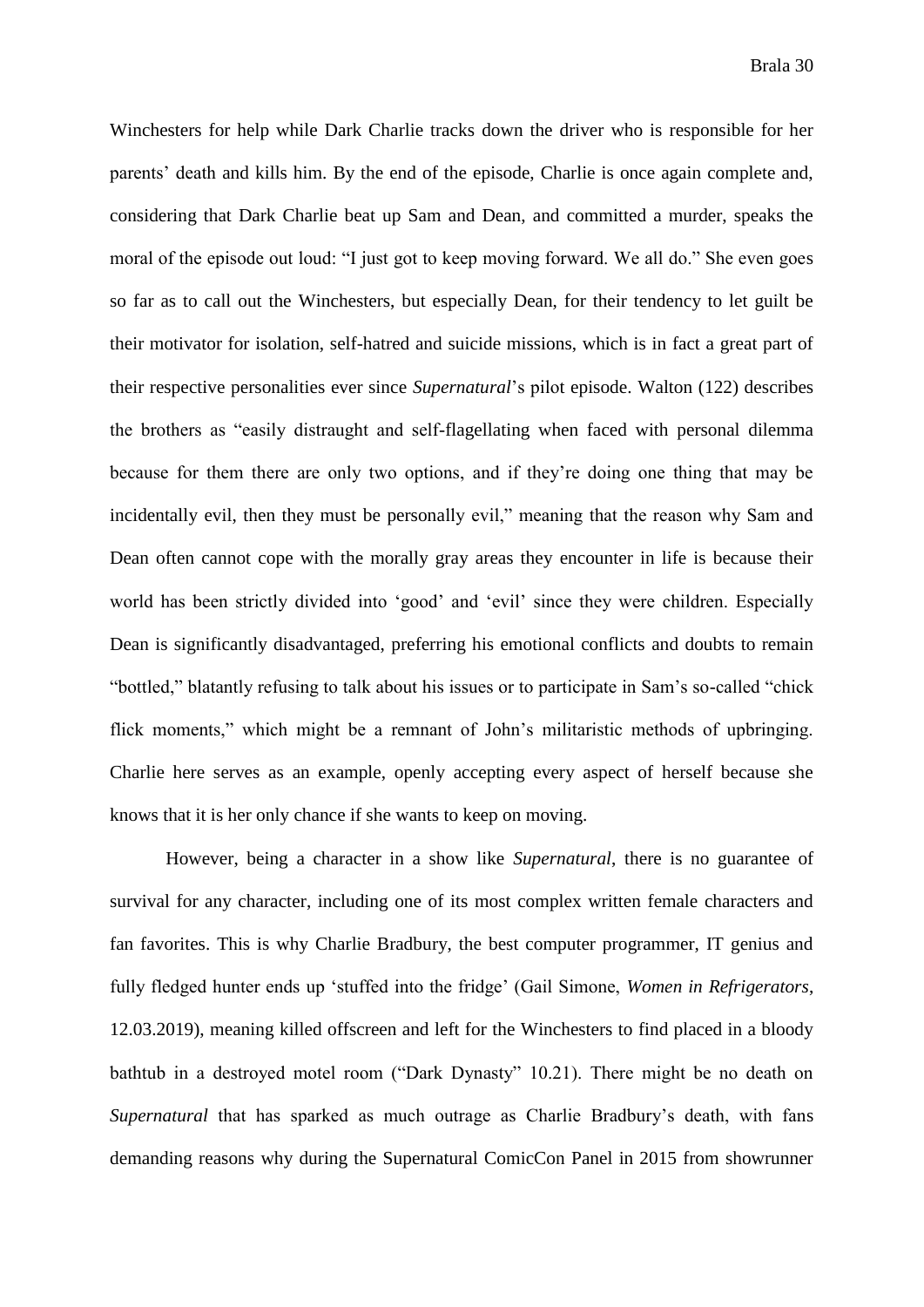Winchesters for help while Dark Charlie tracks down the driver who is responsible for her parents' death and kills him. By the end of the episode, Charlie is once again complete and, considering that Dark Charlie beat up Sam and Dean, and committed a murder, speaks the moral of the episode out loud: "I just got to keep moving forward. We all do." She even goes so far as to call out the Winchesters, but especially Dean, for their tendency to let guilt be their motivator for isolation, self-hatred and suicide missions, which is in fact a great part of their respective personalities ever since *Supernatural*'s pilot episode. Walton (122) describes the brothers as "easily distraught and self-flagellating when faced with personal dilemma because for them there are only two options, and if they're doing one thing that may be incidentally evil, then they must be personally evil," meaning that the reason why Sam and Dean often cannot cope with the morally gray areas they encounter in life is because their world has been strictly divided into 'good' and 'evil' since they were children. Especially Dean is significantly disadvantaged, preferring his emotional conflicts and doubts to remain "bottled," blatantly refusing to talk about his issues or to participate in Sam's so-called "chick flick moments," which might be a remnant of John's militaristic methods of upbringing. Charlie here serves as an example, openly accepting every aspect of herself because she knows that it is her only chance if she wants to keep on moving.

However, being a character in a show like *Supernatural*, there is no guarantee of survival for any character, including one of its most complex written female characters and fan favorites. This is why Charlie Bradbury, the best computer programmer, IT genius and fully fledged hunter ends up 'stuffed into the fridge' (Gail Simone, *Women in Refrigerators*, 12.03.2019), meaning killed offscreen and left for the Winchesters to find placed in a bloody bathtub in a destroyed motel room ("Dark Dynasty" 10.21). There might be no death on *Supernatural* that has sparked as much outrage as Charlie Bradbury's death, with fans demanding reasons why during the Supernatural ComicCon Panel in 2015 from showrunner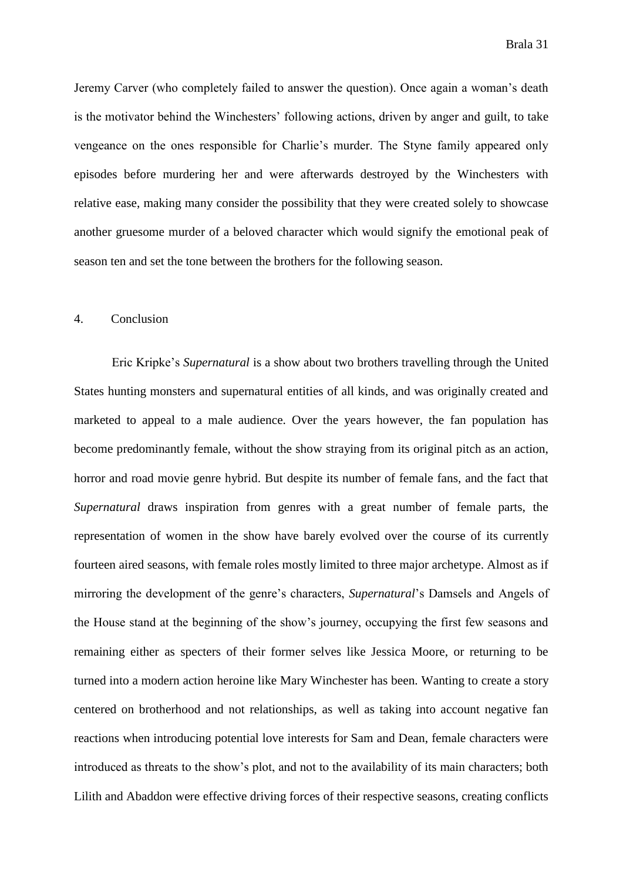Jeremy Carver (who completely failed to answer the question). Once again a woman's death is the motivator behind the Winchesters' following actions, driven by anger and guilt, to take vengeance on the ones responsible for Charlie's murder. The Styne family appeared only episodes before murdering her and were afterwards destroyed by the Winchesters with relative ease, making many consider the possibility that they were created solely to showcase another gruesome murder of a beloved character which would signify the emotional peak of season ten and set the tone between the brothers for the following season.

## 4. Conclusion

Eric Kripke's *Supernatural* is a show about two brothers travelling through the United States hunting monsters and supernatural entities of all kinds, and was originally created and marketed to appeal to a male audience. Over the years however, the fan population has become predominantly female, without the show straying from its original pitch as an action, horror and road movie genre hybrid. But despite its number of female fans, and the fact that *Supernatural* draws inspiration from genres with a great number of female parts, the representation of women in the show have barely evolved over the course of its currently fourteen aired seasons, with female roles mostly limited to three major archetype. Almost as if mirroring the development of the genre's characters, *Supernatural*'s Damsels and Angels of the House stand at the beginning of the show's journey, occupying the first few seasons and remaining either as specters of their former selves like Jessica Moore, or returning to be turned into a modern action heroine like Mary Winchester has been. Wanting to create a story centered on brotherhood and not relationships, as well as taking into account negative fan reactions when introducing potential love interests for Sam and Dean, female characters were introduced as threats to the show's plot, and not to the availability of its main characters; both Lilith and Abaddon were effective driving forces of their respective seasons, creating conflicts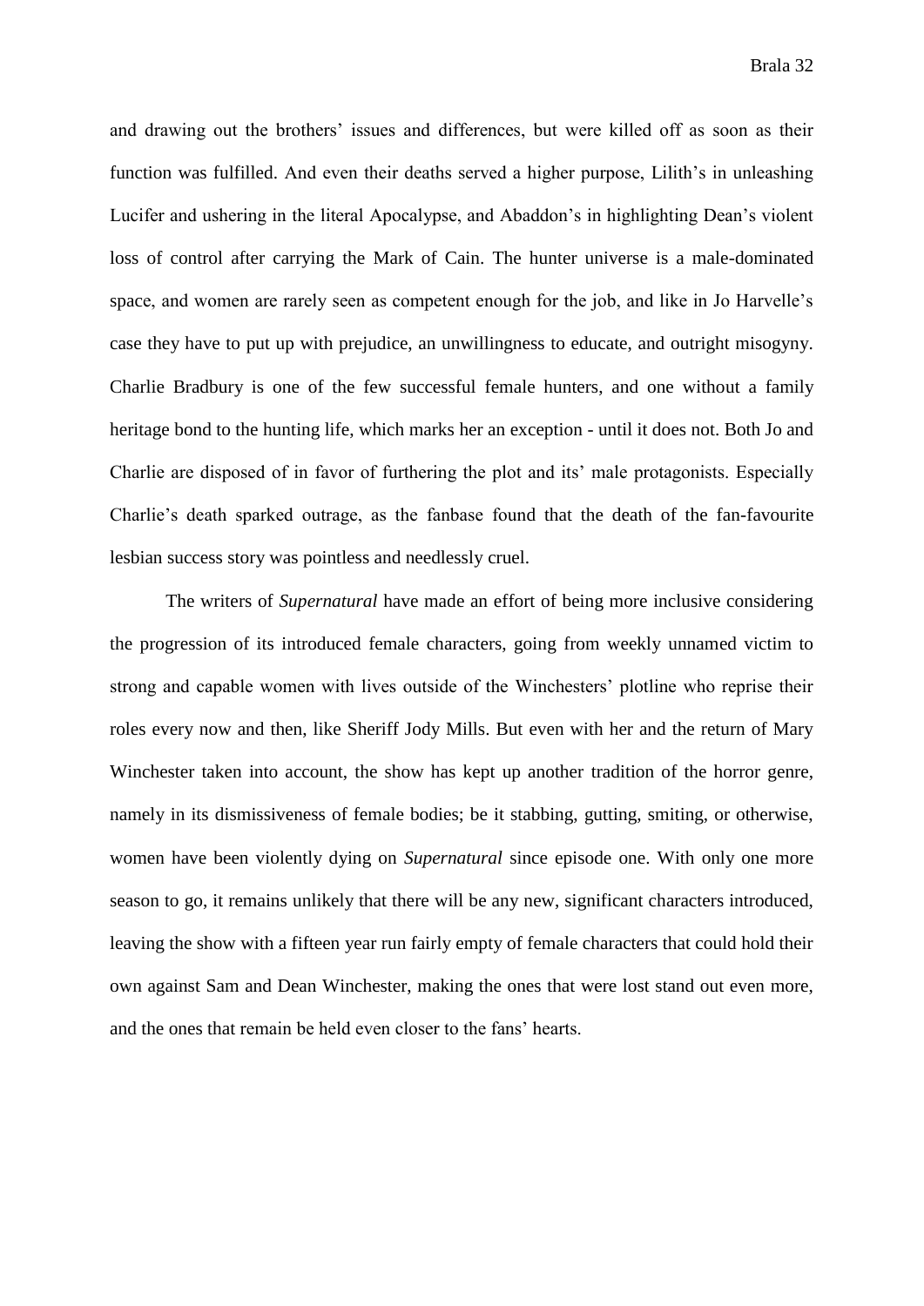and drawing out the brothers' issues and differences, but were killed off as soon as their function was fulfilled. And even their deaths served a higher purpose, Lilith's in unleashing Lucifer and ushering in the literal Apocalypse, and Abaddon's in highlighting Dean's violent loss of control after carrying the Mark of Cain. The hunter universe is a male-dominated space, and women are rarely seen as competent enough for the job, and like in Jo Harvelle's case they have to put up with prejudice, an unwillingness to educate, and outright misogyny. Charlie Bradbury is one of the few successful female hunters, and one without a family heritage bond to the hunting life, which marks her an exception - until it does not. Both Jo and Charlie are disposed of in favor of furthering the plot and its' male protagonists. Especially Charlie's death sparked outrage, as the fanbase found that the death of the fan-favourite lesbian success story was pointless and needlessly cruel.

The writers of *Supernatural* have made an effort of being more inclusive considering the progression of its introduced female characters, going from weekly unnamed victim to strong and capable women with lives outside of the Winchesters' plotline who reprise their roles every now and then, like Sheriff Jody Mills. But even with her and the return of Mary Winchester taken into account, the show has kept up another tradition of the horror genre, namely in its dismissiveness of female bodies; be it stabbing, gutting, smiting, or otherwise, women have been violently dying on *Supernatural* since episode one. With only one more season to go, it remains unlikely that there will be any new, significant characters introduced, leaving the show with a fifteen year run fairly empty of female characters that could hold their own against Sam and Dean Winchester, making the ones that were lost stand out even more, and the ones that remain be held even closer to the fans' hearts.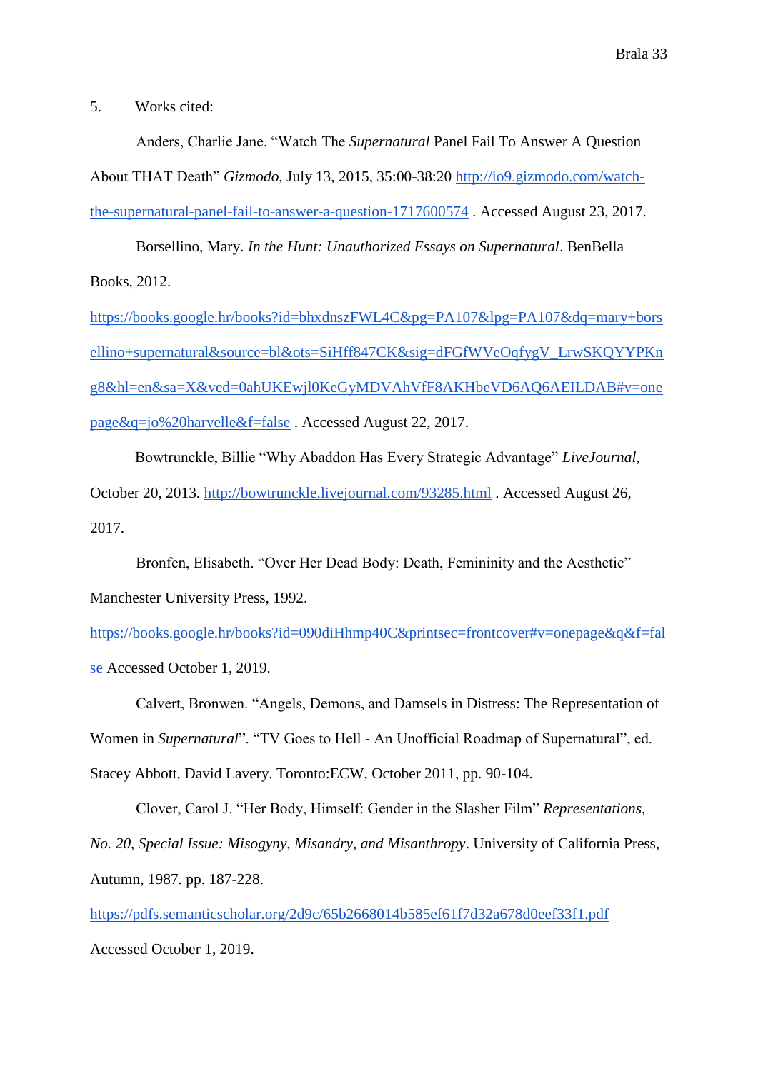5. Works cited:

Anders, Charlie Jane. "Watch The *Supernatural* Panel Fail To Answer A Question About THAT Death" *Gizmodo*, July 13, 2015, 35:00-38:20 http://io9.gizmodo.com/watch-the-supernatural-panel-fail-to-answer-a-question-1717600574 . Accessed August 23, 2017.

Borsellino, Mary. *In the Hunt: Unauthorized Essays on Supernatural*. BenBella Books, 2012. https://books.google.hr/books?id=bhxdnszFWL4C&pg=PA107&lpg=PA107&dq=mary+borsellino+supernatural&source=bl&ots=SiHff847CK&sig=dFGfWVeOqfygV_LrwSKQYYPKng8&hl=en&sa=X&ved=0ahUKEwjl0KeGyMDVAhVfF8AKHbeVD6AQ6AEILDAB#v=onepage&q=jo%20harvelle&f=false . Accessed August 22, 2017.

Bowtrunckle, Billie "Why Abaddon Has Every Strategic Advantage" *LiveJournal*, October 20, 2013. http://bowtrunckle.livejournal.com/93285.html . Accessed August 26, 2017.

Bronfen, Elisabeth. "Over Her Dead Body: Death, Femininity and the Aesthetic" Manchester University Press, 1992. https://books.google.hr/books?id=090diHhmp40C&printsec=frontcover#v=onepage&q&f=false Accessed October 1, 2019.

Calvert, Bronwen. "Angels, Demons, and Damsels in Distress: The Representation of Women in *Supernatural*". "TV Goes to Hell - An Unofficial Roadmap of Supernatural", ed. Stacey Abbott, David Lavery. Toronto:ECW, October 2011, pp. 90-104.

Clover, Carol J. "Her Body, Himself: Gender in the Slasher Film" *Representations, No. 20, Special Issue: Misogyny, Misandry, and Misanthropy*. University of California Press, Autumn, 1987. pp. 187-228. https://pdfs.semanticscholar.org/2d9c/65b2668014b585ef61f7d32a678d0eef33f1.pdf Accessed October 1, 2019.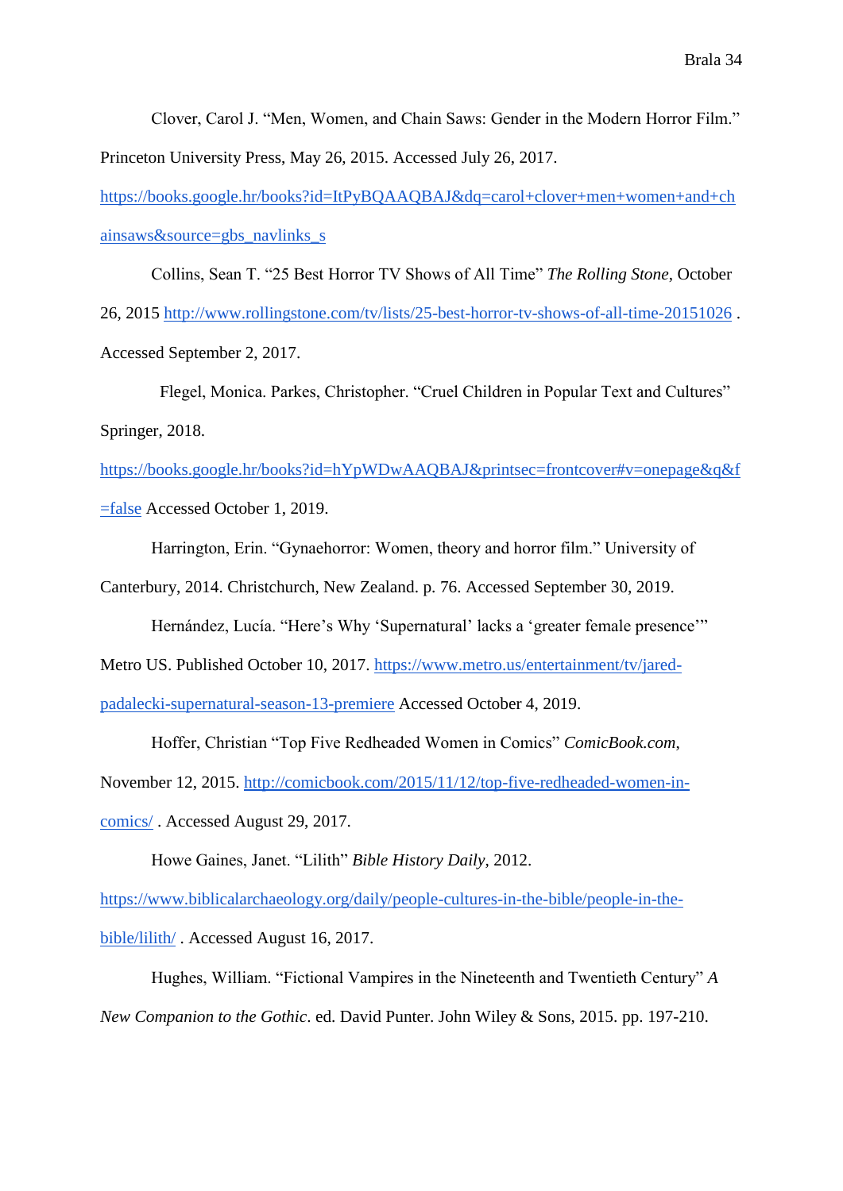Clover, Carol J. “Men, Women, and Chain Saws: Gender in the Modern Horror Film.” Princeton University Press, May 26, 2015. Accessed July 26, 2017. https://books.google.hr/books?id=ItPyBQAAQBAJ&dq=carol+clover+men+women+and+chainsaws&source=gbs_navlinks_s

Collins, Sean T. “25 Best Horror TV Shows of All Time” *The Rolling Stone*, October 26, 2015 http://www.rollingstone.com/tv/lists/25-best-horror-tv-shows-of-all-time-20151026 . Accessed September 2, 2017.

Flegel, Monica. Parkes, Christopher. “Cruel Children in Popular Text and Cultures” Springer, 2018. https://books.google.hr/books?id=hYpWDwAAQBAJ&printsec=frontcover#v=onepage&q&f=false Accessed October 1, 2019.

Harrington, Erin. “Gynaehorror: Women, theory and horror film.” University of Canterbury, 2014. Christchurch, New Zealand. p. 76. Accessed September 30, 2019.

Hernández, Lucía. “Here’s Why ‘Supernatural’ lacks a ‘greater female presence’” Metro US. Published October 10, 2017. https://www.metro.us/entertainment/tv/jared-padalecki-supernatural-season-13-premiere Accessed October 4, 2019.

Hoffer, Christian “Top Five Redheaded Women in Comics” *ComicBook.com*, November 12, 2015. http://comicbook.com/2015/11/12/top-five-redheaded-women-in-comics/ . Accessed August 29, 2017.

Howe Gaines, Janet. “Lilith” *Bible History Daily*, 2012. https://www.biblicalarchaeology.org/daily/people-cultures-in-the-bible/people-in-the-bible/lilith/ . Accessed August 16, 2017.

Hughes, William. “Fictional Vampires in the Nineteenth and Twentieth Century” *A New Companion to the Gothic*. ed. David Punter. John Wiley & Sons, 2015. pp. 197-210.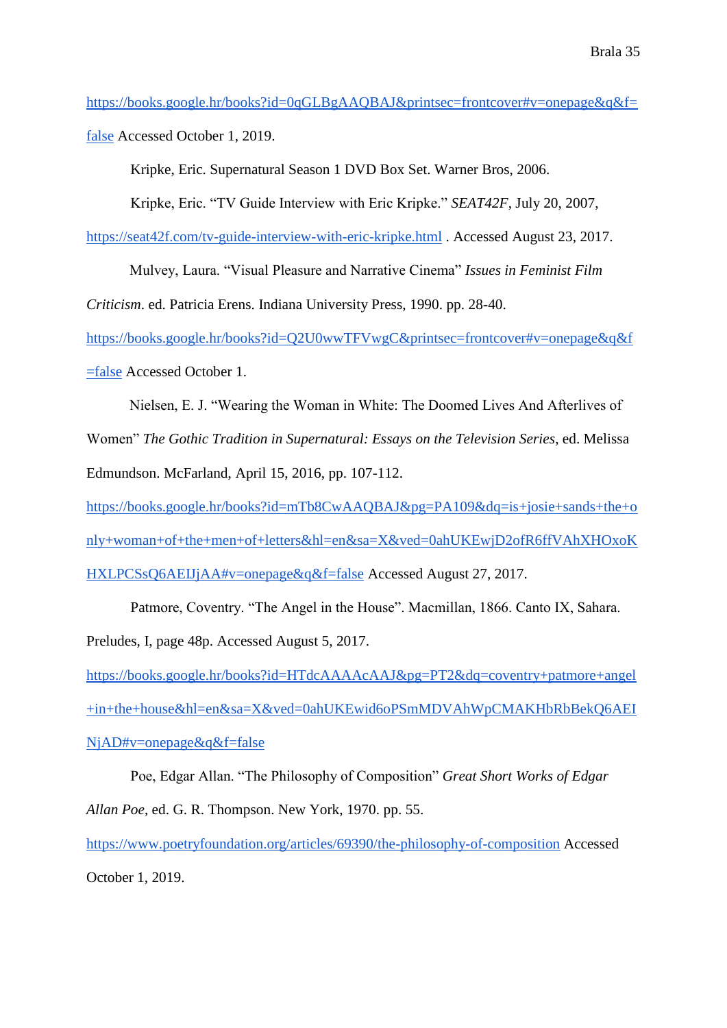https://books.google.hr/books?id=0qGLBgAAQBAJ&printsec=frontcover#v=onepage&q&f=false Accessed October 1, 2019.

Kripke, Eric. Supernatural Season 1 DVD Box Set. Warner Bros, 2006.

Kripke, Eric. "TV Guide Interview with Eric Kripke." *SEAT42F*, July 20, 2007, https://seat42f.com/tv-guide-interview-with-eric-kripke.html . Accessed August 23, 2017.

Mulvey, Laura. "Visual Pleasure and Narrative Cinema" *Issues in Feminist Film Criticism*. ed. Patricia Erens. Indiana University Press, 1990. pp. 28-40. https://books.google.hr/books?id=Q2U0wwTFVwgC&printsec=frontcover#v=onepage&q&f=false Accessed October 1.

Nielsen, E. J. "Wearing the Woman in White: The Doomed Lives And Afterlives of Women" *The Gothic Tradition in Supernatural: Essays on the Television Series*, ed. Melissa Edmundson. McFarland, April 15, 2016, pp. 107-112. https://books.google.hr/books?id=mTb8CwAAQBAJ&pg=PA109&dq=is+josie+sands+the+only+woman+of+the+men+of+letters&hl=en&sa=X&ved=0ahUKEwjD2ofR6ffVAhXHOxoKHXLPCSsQ6AEIJjAA#v=onepage&q&f=false Accessed August 27, 2017.

Patmore, Coventry. "The Angel in the House". Macmillan, 1866. Canto IX, Sahara. Preludes, I, page 48p. Accessed August 5, 2017. https://books.google.hr/books?id=HTdcAAAAcAAJ&pg=PT2&dq=coventry+patmore+angel+in+the+house&hl=en&sa=X&ved=0ahUKEwid6oPSmMDVAhWpCMAKHbRbBekQ6AEINjAD#v=onepage&q&f=false

Poe, Edgar Allan. "The Philosophy of Composition" *Great Short Works of Edgar Allan Poe*, ed. G. R. Thompson. New York, 1970. pp. 55. https://www.poetryfoundation.org/articles/69390/the-philosophy-of-composition Accessed October 1, 2019.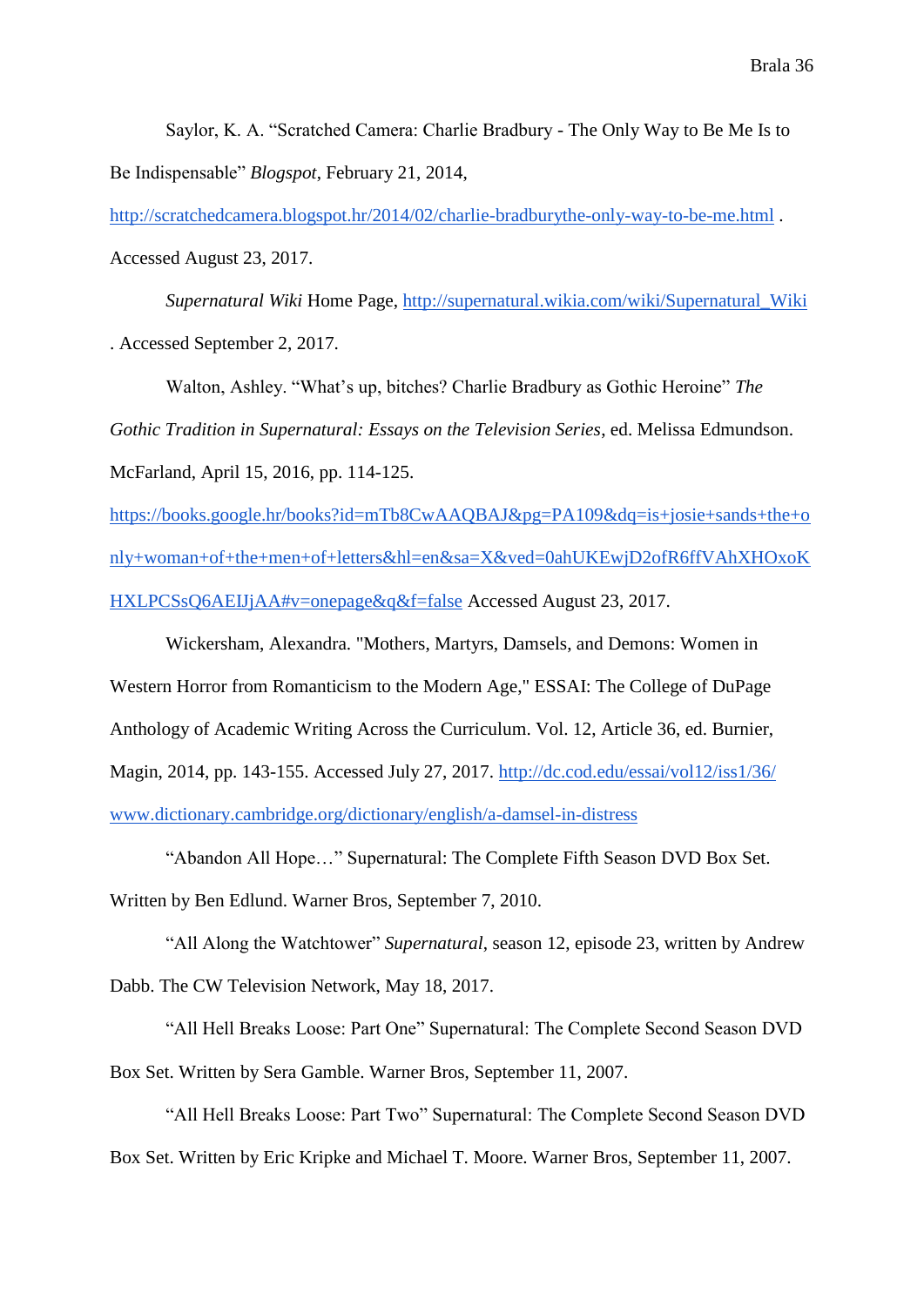Saylor, K. A. “Scratched Camera: Charlie Bradbury - The Only Way to Be Me Is to Be Indispensable” *Blogspot*, February 21, 2014, http://scratchedcamera.blogspot.hr/2014/02/charlie-bradburythe-only-way-to-be-me.html . Accessed August 23, 2017.

*Supernatural Wiki* Home Page, http://supernatural.wikia.com/wiki/Supernatural_Wiki . Accessed September 2, 2017.

Walton, Ashley. “What’s up, bitches? Charlie Bradbury as Gothic Heroine” *The Gothic Tradition in Supernatural: Essays on the Television Series*, ed. Melissa Edmundson. McFarland, April 15, 2016, pp. 114-125. https://books.google.hr/books?id=mTb8CwAAQBAJ&pg=PA109&dq=is+josie+sands+the+only+woman+of+the+men+of+letters&hl=en&sa=X&ved=0ahUKEwjD2ofR6ffVAhXHOxoKHXLPCSsQ6AEIJjAA#v=onepage&q&f=false Accessed August 23, 2017.

Wickersham, Alexandra. "Mothers, Martyrs, Damsels, and Demons: Women in Western Horror from Romanticism to the Modern Age," ESSAI: The College of DuPage Anthology of Academic Writing Across the Curriculum. Vol. 12, Article 36, ed. Burnier, Magin, 2014, pp. 143-155. Accessed July 27, 2017. http://dc.cod.edu/essai/vol12/iss1/36/

www.dictionary.cambridge.org/dictionary/english/a-damsel-in-distress

“Abandon All Hope…” Supernatural: The Complete Fifth Season DVD Box Set. Written by Ben Edlund. Warner Bros, September 7, 2010.

“All Along the Watchtower” *Supernatural*, season 12, episode 23, written by Andrew Dabb. The CW Television Network, May 18, 2017.

“All Hell Breaks Loose: Part One” Supernatural: The Complete Second Season DVD Box Set. Written by Sera Gamble. Warner Bros, September 11, 2007.

“All Hell Breaks Loose: Part Two” Supernatural: The Complete Second Season DVD Box Set. Written by Eric Kripke and Michael T. Moore. Warner Bros, September 11, 2007.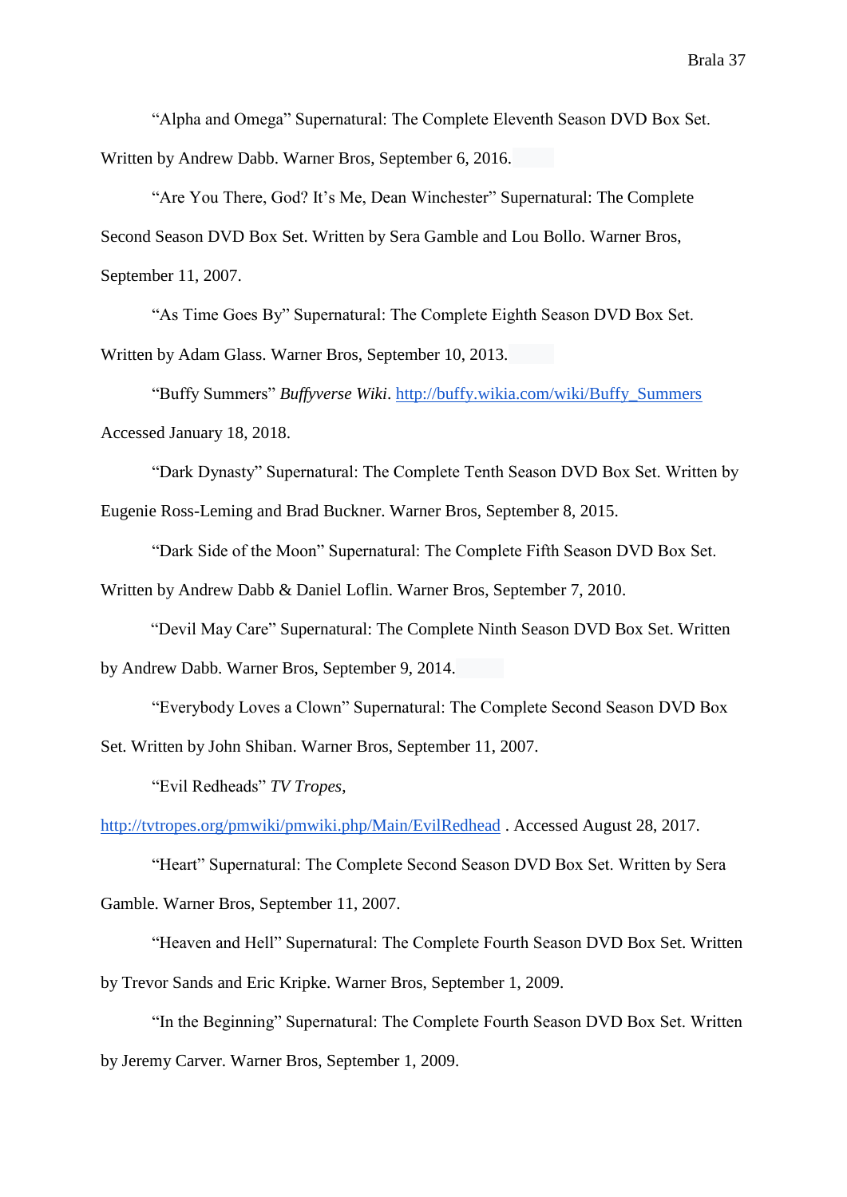"Alpha and Omega" Supernatural: The Complete Eleventh Season DVD Box Set. Written by Andrew Dabb. Warner Bros, September 6, 2016.

"Are You There, God? It's Me, Dean Winchester" Supernatural: The Complete Second Season DVD Box Set. Written by Sera Gamble and Lou Bollo. Warner Bros, September 11, 2007.

"As Time Goes By" Supernatural: The Complete Eighth Season DVD Box Set. Written by Adam Glass. Warner Bros, September 10, 2013.

"Buffy Summers" *Buffyverse Wiki*. http://buffy.wikia.com/wiki/Buffy_Summers Accessed January 18, 2018.

"Dark Dynasty" Supernatural: The Complete Tenth Season DVD Box Set. Written by Eugenie Ross-Leming and Brad Buckner. Warner Bros, September 8, 2015.

"Dark Side of the Moon" Supernatural: The Complete Fifth Season DVD Box Set. Written by Andrew Dabb & Daniel Loflin. Warner Bros, September 7, 2010.

"Devil May Care" Supernatural: The Complete Ninth Season DVD Box Set. Written by Andrew Dabb. Warner Bros, September 9, 2014.

"Everybody Loves a Clown" Supernatural: The Complete Second Season DVD Box Set. Written by John Shiban. Warner Bros, September 11, 2007.

"Evil Redheads" *TV Tropes*, http://tvtropes.org/pmwiki/pmwiki.php/Main/EvilRedhead . Accessed August 28, 2017.

"Heart" Supernatural: The Complete Second Season DVD Box Set. Written by Sera Gamble. Warner Bros, September 11, 2007.

"Heaven and Hell" Supernatural: The Complete Fourth Season DVD Box Set. Written by Trevor Sands and Eric Kripke. Warner Bros, September 1, 2009.

"In the Beginning" Supernatural: The Complete Fourth Season DVD Box Set. Written by Jeremy Carver. Warner Bros, September 1, 2009.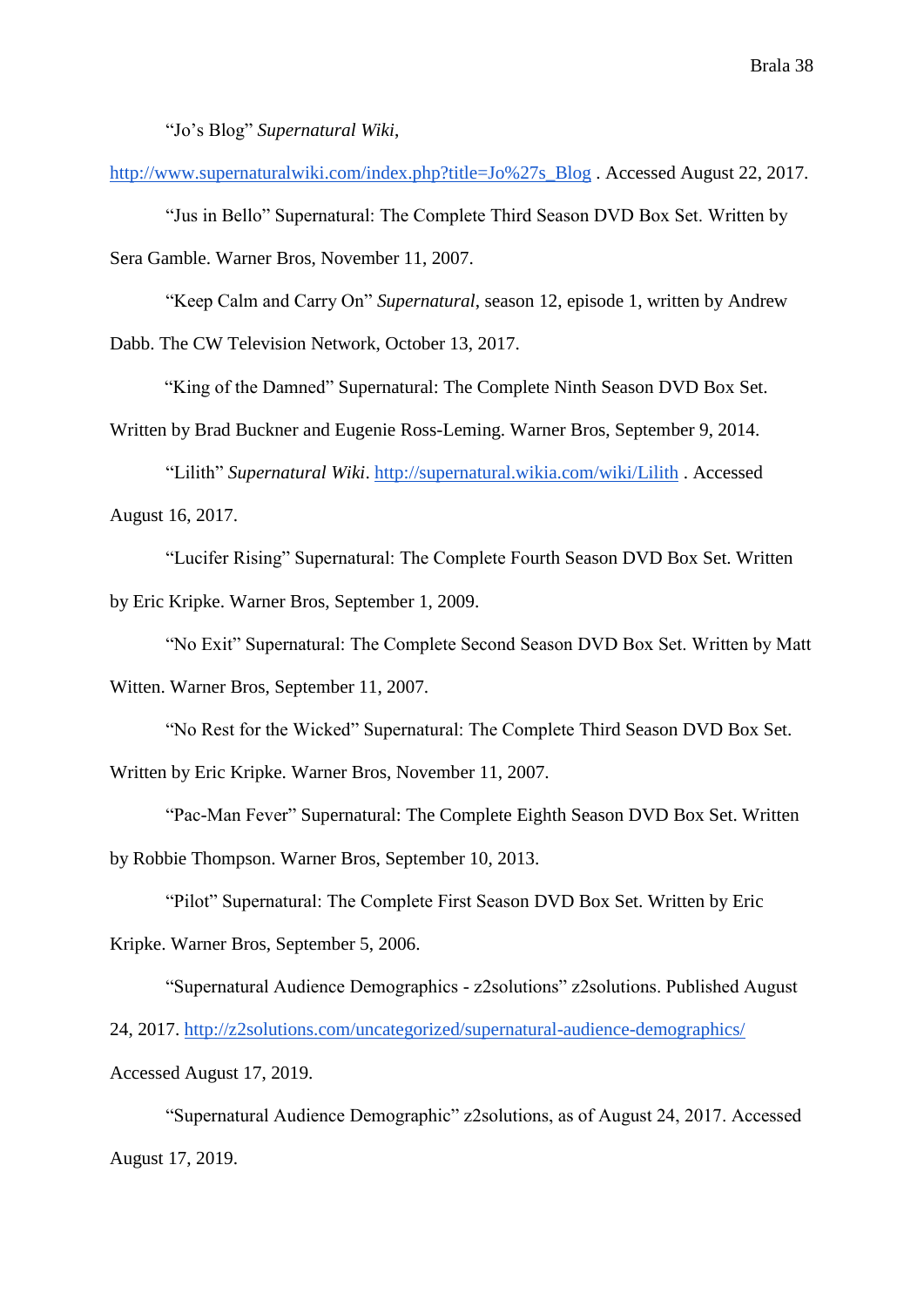"Jo's Blog" *Supernatural Wiki*, http://www.supernaturalwiki.com/index.php?title=Jo%27s_Blog . Accessed August 22, 2017.

"Jus in Bello" Supernatural: The Complete Third Season DVD Box Set. Written by Sera Gamble. Warner Bros, November 11, 2007.

"Keep Calm and Carry On" *Supernatural*, season 12, episode 1, written by Andrew Dabb. The CW Television Network, October 13, 2017.

"King of the Damned" Supernatural: The Complete Ninth Season DVD Box Set. Written by Brad Buckner and Eugenie Ross-Leming. Warner Bros, September 9, 2014.

"Lilith" *Supernatural Wiki*. http://supernatural.wikia.com/wiki/Lilith . Accessed August 16, 2017.

"Lucifer Rising" Supernatural: The Complete Fourth Season DVD Box Set. Written by Eric Kripke. Warner Bros, September 1, 2009.

"No Exit" Supernatural: The Complete Second Season DVD Box Set. Written by Matt Witten. Warner Bros, September 11, 2007.

"No Rest for the Wicked" Supernatural: The Complete Third Season DVD Box Set. Written by Eric Kripke. Warner Bros, November 11, 2007.

"Pac-Man Fever" Supernatural: The Complete Eighth Season DVD Box Set. Written by Robbie Thompson. Warner Bros, September 10, 2013.

"Pilot" Supernatural: The Complete First Season DVD Box Set. Written by Eric Kripke. Warner Bros, September 5, 2006.

"Supernatural Audience Demographics - z2solutions" z2solutions. Published August 24, 2017. http://z2solutions.com/uncategorized/supernatural-audience-demographics/ Accessed August 17, 2019.

"Supernatural Audience Demographic" z2solutions, as of August 24, 2017. Accessed August 17, 2019.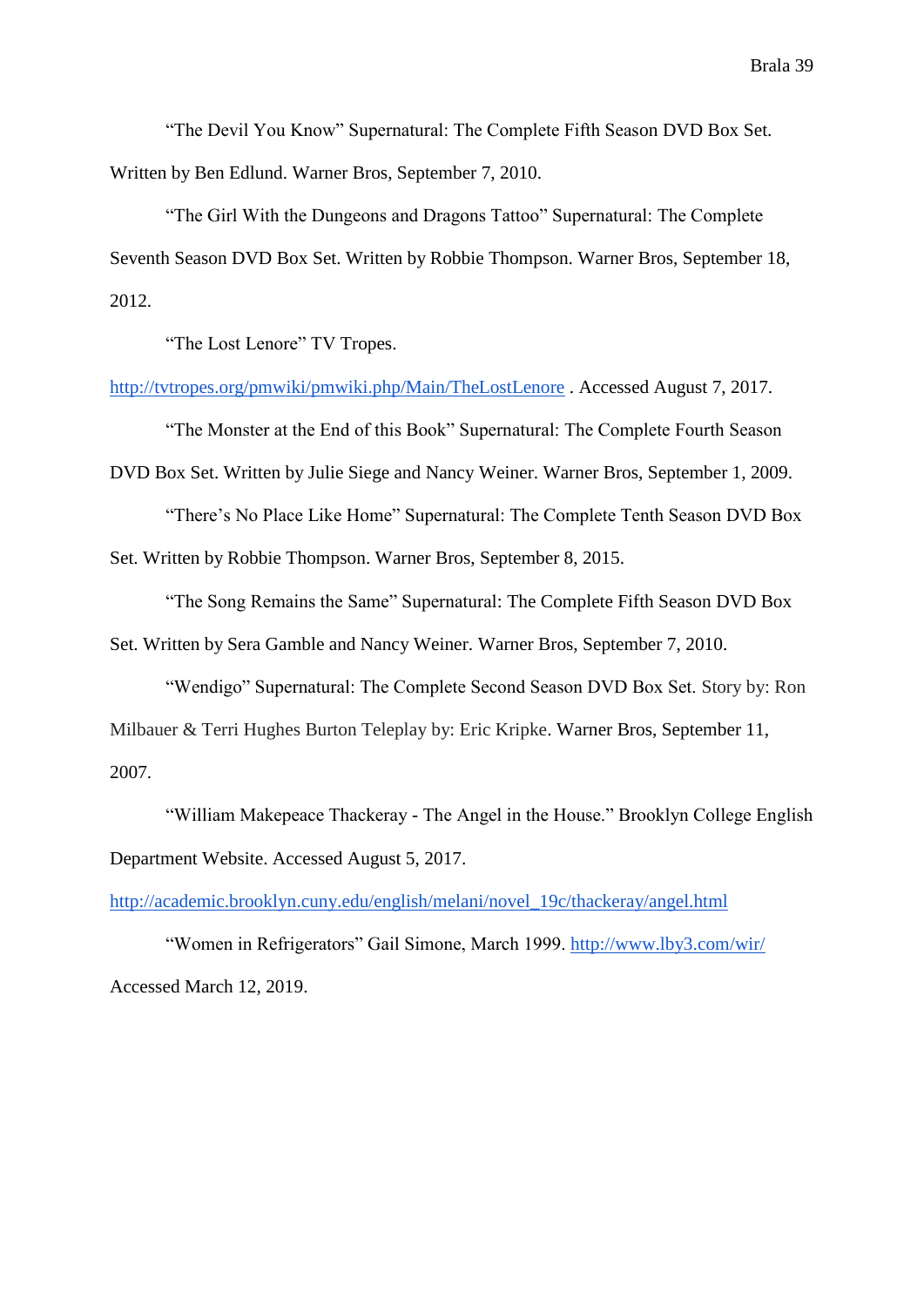"The Devil You Know" Supernatural: The Complete Fifth Season DVD Box Set. Written by Ben Edlund. Warner Bros, September 7, 2010.

"The Girl With the Dungeons and Dragons Tattoo" Supernatural: The Complete Seventh Season DVD Box Set. Written by Robbie Thompson. Warner Bros, September 18, 2012.

"The Lost Lenore" TV Tropes. http://tvtropes.org/pmwiki/pmwiki.php/Main/TheLostLenore . Accessed August 7, 2017.

"The Monster at the End of this Book" Supernatural: The Complete Fourth Season DVD Box Set. Written by Julie Siege and Nancy Weiner. Warner Bros, September 1, 2009.

"There's No Place Like Home" Supernatural: The Complete Tenth Season DVD Box Set. Written by Robbie Thompson. Warner Bros, September 8, 2015.

"The Song Remains the Same" Supernatural: The Complete Fifth Season DVD Box Set. Written by Sera Gamble and Nancy Weiner. Warner Bros, September 7, 2010.

"Wendigo" Supernatural: The Complete Second Season DVD Box Set. Story by: Ron Milbauer & Terri Hughes Burton Teleplay by: Eric Kripke. Warner Bros, September 11, 2007.

"William Makepeace Thackeray - The Angel in the House." Brooklyn College English Department Website. Accessed August 5, 2017. http://academic.brooklyn.cuny.edu/english/melani/novel_19c/thackeray/angel.html

"Women in Refrigerators" Gail Simone, March 1999. http://www.lby3.com/wir/ Accessed March 12, 2019.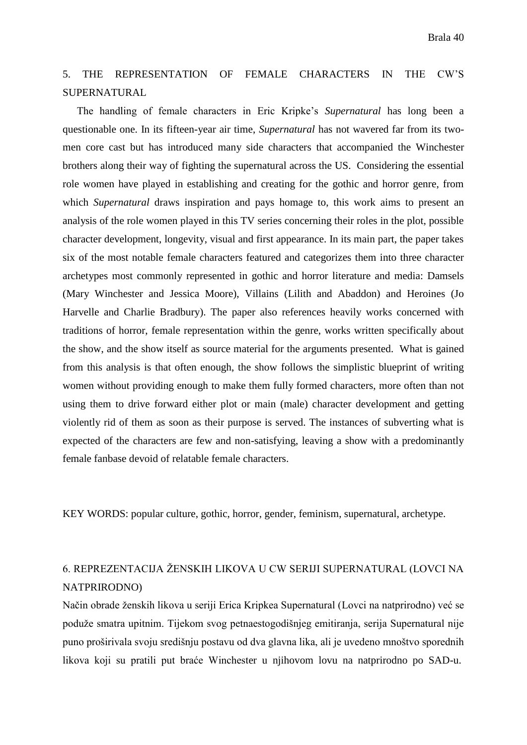## 5. THE REPRESENTATION OF FEMALE CHARACTERS IN THE CW'S SUPERNATURAL

The handling of female characters in Eric Kripke's *Supernatural* has long been a questionable one. In its fifteen-year air time, *Supernatural* has not wavered far from its two-men core cast but has introduced many side characters that accompanied the Winchester brothers along their way of fighting the supernatural across the US. Considering the essential role women have played in establishing and creating for the gothic and horror genre, from which *Supernatural* draws inspiration and pays homage to, this work aims to present an analysis of the role women played in this TV series concerning their roles in the plot, possible character development, longevity, visual and first appearance. In its main part, the paper takes six of the most notable female characters featured and categorizes them into three character archetypes most commonly represented in gothic and horror literature and media: Damsels (Mary Winchester and Jessica Moore), Villains (Lilith and Abaddon) and Heroines (Jo Harvelle and Charlie Bradbury). The paper also references heavily works concerned with traditions of horror, female representation within the genre, works written specifically about the show, and the show itself as source material for the arguments presented. What is gained from this analysis is that often enough, the show follows the simplistic blueprint of writing women without providing enough to make them fully formed characters, more often than not using them to drive forward either plot or main (male) character development and getting violently rid of them as soon as their purpose is served. The instances of subverting what is expected of the characters are few and non-satisfying, leaving a show with a predominantly female fanbase devoid of relatable female characters.

KEY WORDS: popular culture, gothic, horror, gender, feminism, supernatural, archetype.

## 6. REPREZENTACIJA ŽENSKIH LIKOVA U CW SERIJI SUPERNATURAL (LOVCI NA NATPRIRODNO)

Način obrade ženskih likova u seriji Erica Kripkea Supernatural (Lovci na natprirodno) već se podulje smatra upitnim. Tijekom svog petnaestogodišnjeg emitiranja, serija Supernatural nije puno proširivala svoju središnju postavu od dva glavna lika, ali je uvedeno mnoštvo sporednih likova koji su pratili put braće Winchester u njihovom lovu na natprirodno po SAD-u.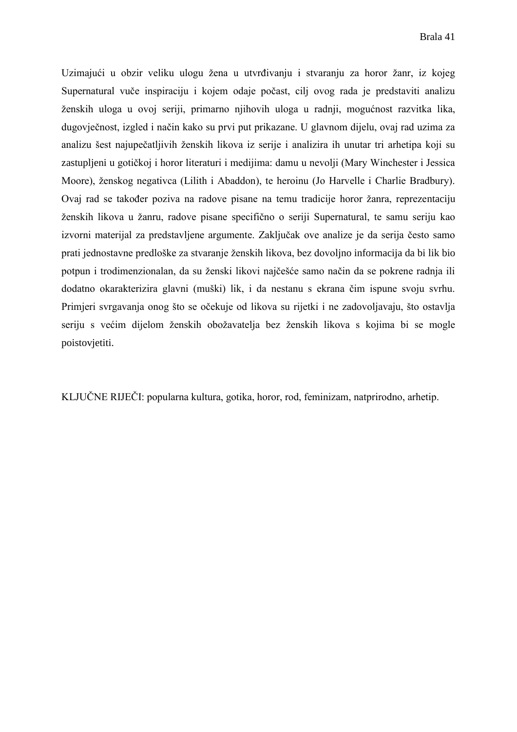Uzimajući u obzir veliku ulogu žena u utvrđivanju i stvaranju za horor žanr, iz kojeg Supernatural vuče inspiraciju i kojem odaje počast, cilj ovog rada je predstaviti analizu ženskih uloga u ovoj seriji, primarno njihovih uloga u radnji, mogućnost razvitka lika, dugovječnost, izgled i način kako su prvi put prikazane. U glavnom dijelu, ovaj rad uzima za analizu šest najupečatljivih ženskih likova iz serije i analizira ih unutar tri arhetipa koji su zastupljeni u gotičkoj i horor literaturi i medijima: damu u nevolji (Mary Winchester i Jessica Moore), ženskog negativca (Lilith i Abaddon), te heroinu (Jo Harvelle i Charlie Bradbury). Ovaj rad se također poziva na radove pisane na temu tradicije horor žanra, reprezentaciju ženskih likova u žanru, radove pisane specifično o seriji Supernatural, te samu seriju kao izvorni materijal za predstavljene argumente. Zaključak ove analize je da serija često samo prati jednostavne predloške za stvaranje ženskih likova, bez dovoljno informacija da bi lik bio potpun i trodimenzionalan, da su ženski likovi najčešće samo način da se pokrene radnja ili dodatno okarakterizira glavni (muški) lik, i da nestanu s ekrana čim ispune svoju svrhu. Primjeri svrgavanja onog što se očekuje od likova su rijetki i ne zadovoljavaju, što ostavlja seriju s većim dijelom ženskih obožavatelja bez ženskih likova s kojima bi se mogle poistovjetiti.

KLJUČNE RIJEČI: popularna kultura, gotika, horor, rod, feminizam, natprirodno, arhetip.